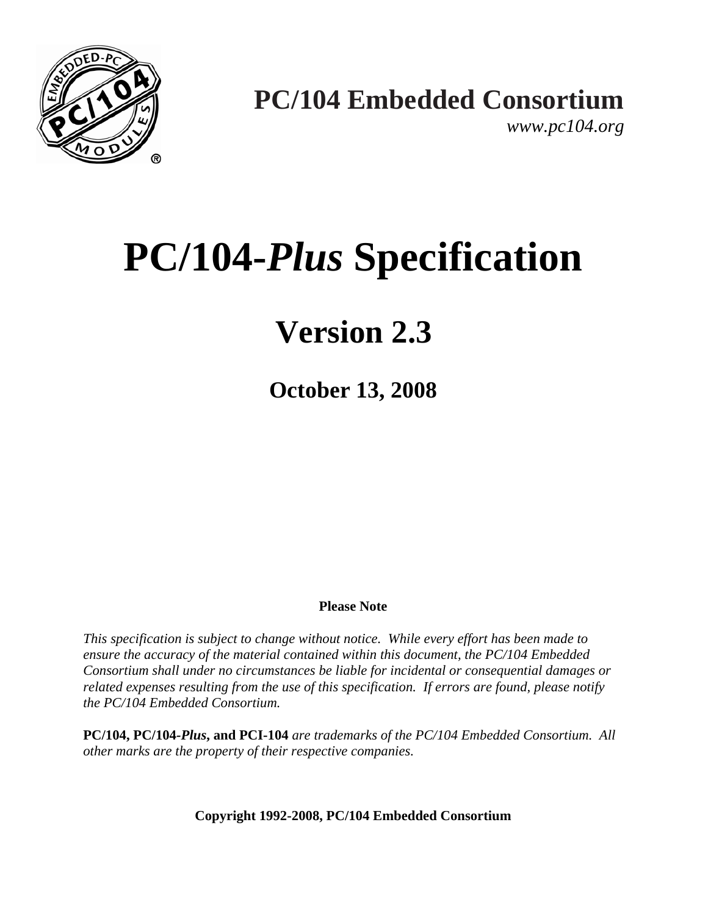**PC/104 Embedded Consortium**

*www.pc104.org*

# PC/104-*Plus* Specification

## Version 2.3

### October 13, 2008

**Please Note**

*This specification is subject to change without notice. While every effort has been made to ensure the accuracy of the material contained within this document, the PC/104 Embedded Consortium shall under no circumstances be liable for incidental or consequential damages or related expenses resulting from the use of this specification. If errors are found, please notify the PC/104 Embedded Consortium.*

**PC/104, PC/104-*Plus*, and PCI-104** *are trademarks of the PC/104 Embedded Consortium. All other marks are the property of their respective companies.*

**Copyright 1992-2008, PC/104 Embedded Consortium**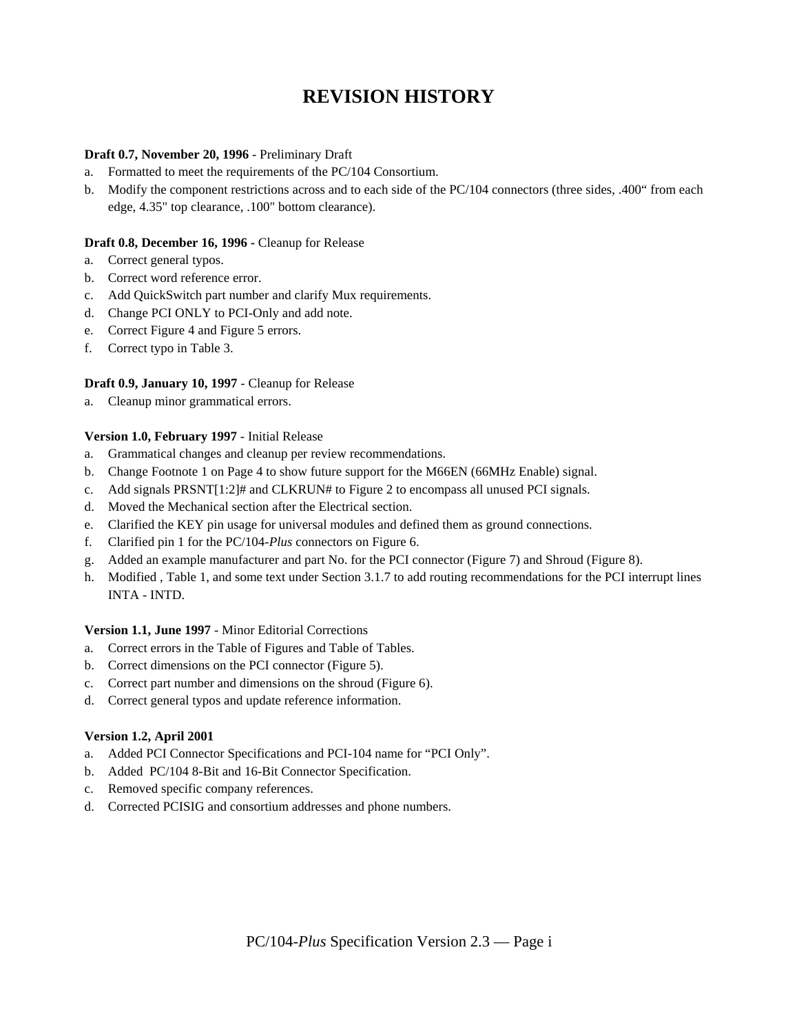# REVISION HISTORY

**Draft 0.7, November 20, 1996** - Preliminary Draft

a. Formatted to meet the requirements of the PC/104 Consortium.

b. Modify the component restrictions across and to each side of the PC/104 connectors (three sides, .400" from each edge, 4.35" top clearance, .100" bottom clearance).

**Draft 0.8, December 16, 1996** - Cleanup for Release

a. Correct general typos.

b. Correct word reference error.

c. Add QuickSwitch part number and clarify Mux requirements.

d. Change PCI ONLY to PCI-Only and add note.

e. Correct Figure 4 and Figure 5 errors.

f. Correct typo in Table 3.

**Draft 0.9, January 10, 1997** - Cleanup for Release

a. Cleanup minor grammatical errors.

**Version 1.0, February 1997** - Initial Release

a. Grammatical changes and cleanup per review recommendations.

b. Change Footnote 1 on Page 4 to show future support for the M66EN (66MHz Enable) signal.

c. Add signals PRSNT[1:2]# and CLKRUN# to Figure 2 to encompass all unused PCI signals.

d. Moved the Mechanical section after the Electrical section.

e. Clarified the KEY pin usage for universal modules and defined them as ground connections.

f. Clarified pin 1 for the PC/104-*Plus* connectors on Figure 6.

g. Added an example manufacturer and part No. for the PCI connector (Figure 7) and Shroud (Figure 8).

h. Modified , Table 1, and some text under Section 3.1.7 to add routing recommendations for the PCI interrupt lines INTA - INTD.

**Version 1.1, June 1997** - Minor Editorial Corrections

a. Correct errors in the Table of Figures and Table of Tables.

b. Correct dimensions on the PCI connector (Figure 5).

c. Correct part number and dimensions on the shroud (Figure 6).

d. Correct general typos and update reference information.

**Version 1.2, April 2001**

a. Added PCI Connector Specifications and PCI-104 name for "PCI Only".

b. Added PC/104 8-Bit and 16-Bit Connector Specification.

c. Removed specific company references.

d. Corrected PCISIG and consortium addresses and phone numbers.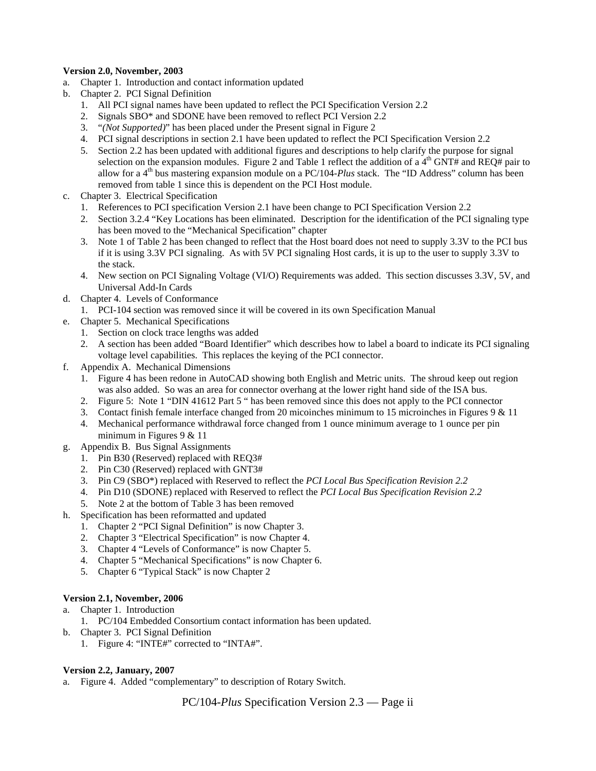**Version 2.0, November, 2003**

a. Chapter 1. Introduction and contact information updated
b. Chapter 2. PCI Signal Definition
   1. All PCI signal names have been updated to reflect the PCI Specification Version 2.2
   2. Signals SBO* and SDONE have been removed to reflect PCI Version 2.2
   3. "*(Not Supported)*" has been placed under the Present signal in Figure 2
   4. PCI signal descriptions in section 2.1 have been updated to reflect the PCI Specification Version 2.2
   5. Section 2.2 has been updated with additional figures and descriptions to help clarify the purpose for signal selection on the expansion modules. Figure 2 and Table 1 reflect the addition of a 4th GNT# and REQ# pair to allow for a 4th bus mastering expansion module on a PC/104-*Plus* stack. The "ID Address" column has been removed from table 1 since this is dependent on the PCI Host module.
c. Chapter 3. Electrical Specification
   1. References to PCI specification Version 2.1 have been change to PCI Specification Version 2.2
   2. Section 3.2.4 "Key Locations has been eliminated. Description for the identification of the PCI signaling type has been moved to the "Mechanical Specification" chapter
   3. Note 1 of Table 2 has been changed to reflect that the Host board does not need to supply 3.3V to the PCI bus if it is using 3.3V PCI signaling. As with 5V PCI signaling Host cards, it is up to the user to supply 3.3V to the stack.
   4. New section on PCI Signaling Voltage (VI/O) Requirements was added. This section discusses 3.3V, 5V, and Universal Add-In Cards
d. Chapter 4. Levels of Conformance
   1. PCI-104 section was removed since it will be covered in its own Specification Manual
e. Chapter 5. Mechanical Specifications
   1. Section on clock trace lengths was added
   2. A section has been added "Board Identifier" which describes how to label a board to indicate its PCI signaling voltage level capabilities. This replaces the keying of the PCI connector.
f. Appendix A. Mechanical Dimensions
   1. Figure 4 has been redone in AutoCAD showing both English and Metric units. The shroud keep out region was also added. So was an area for connector overhang at the lower right hand side of the ISA bus.
   2. Figure 5: Note 1 "DIN 41612 Part 5 " has been removed since this does not apply to the PCI connector
   3. Contact finish female interface changed from 20 micoinches minimum to 15 microinches in Figures 9 & 11
   4. Mechanical performance withdrawal force changed from 1 ounce minimum average to 1 ounce per pin minimum in Figures 9 & 11
g. Appendix B. Bus Signal Assignments
   1. Pin B30 (Reserved) replaced with REQ3#
   2. Pin C30 (Reserved) replaced with GNT3#
   3. Pin C9 (SBO*) replaced with Reserved to reflect the *PCI Local Bus Specification Revision 2.2*
   4. Pin D10 (SDONE) replaced with Reserved to reflect the *PCI Local Bus Specification Revision 2.2*
   5. Note 2 at the bottom of Table 3 has been removed
h. Specification has been reformatted and updated
   1. Chapter 2 "PCI Signal Definition" is now Chapter 3.
   2. Chapter 3 "Electrical Specification" is now Chapter 4.
   3. Chapter 4 "Levels of Conformance" is now Chapter 5.
   4. Chapter 5 "Mechanical Specifications" is now Chapter 6.
   5. Chapter 6 "Typical Stack" is now Chapter 2

**Version 2.1, November, 2006**

a. Chapter 1. Introduction
   1. PC/104 Embedded Consortium contact information has been updated.
b. Chapter 3. PCI Signal Definition
   1. Figure 4: "INTE#" corrected to "INTA#".

**Version 2.2, January, 2007**

a. Figure 4. Added "complementary" to description of Rotary Switch.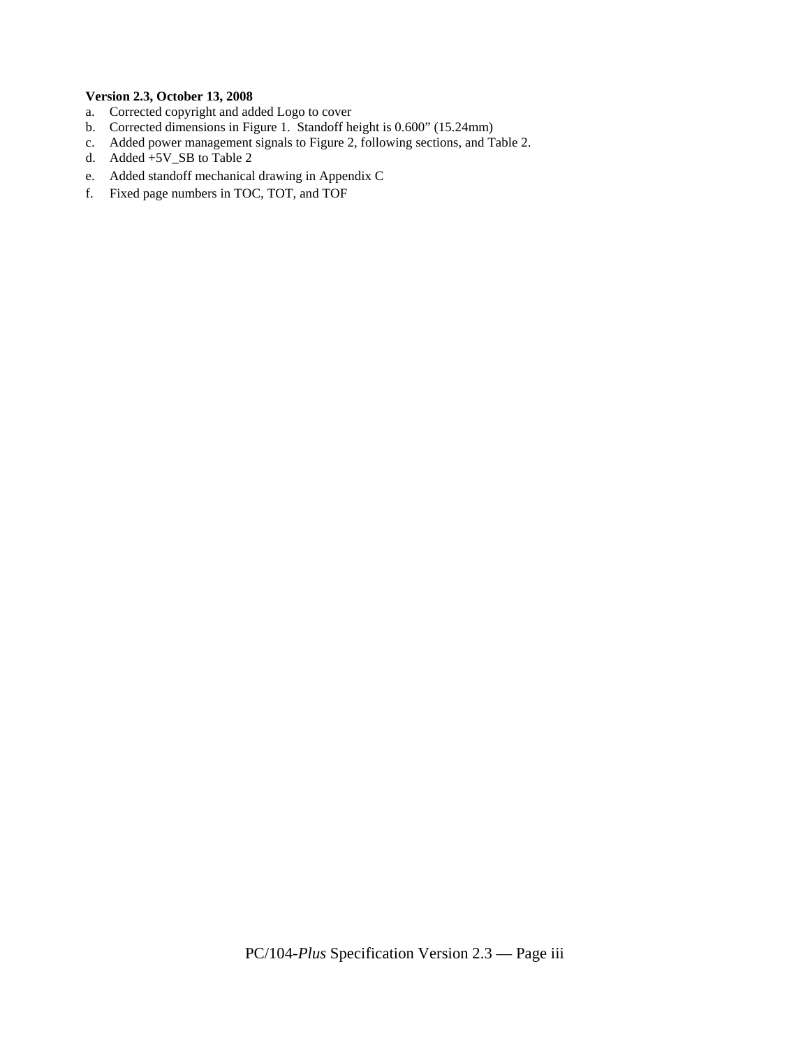**Version 2.3, October 13, 2008**

a. Corrected copyright and added Logo to cover
b. Corrected dimensions in Figure 1. Standoff height is 0.600” (15.24mm)
c. Added power management signals to Figure 2, following sections, and Table 2.
d. Added +5V_SB to Table 2
e. Added standoff mechanical drawing in Appendix C
f. Fixed page numbers in TOC, TOT, and TOF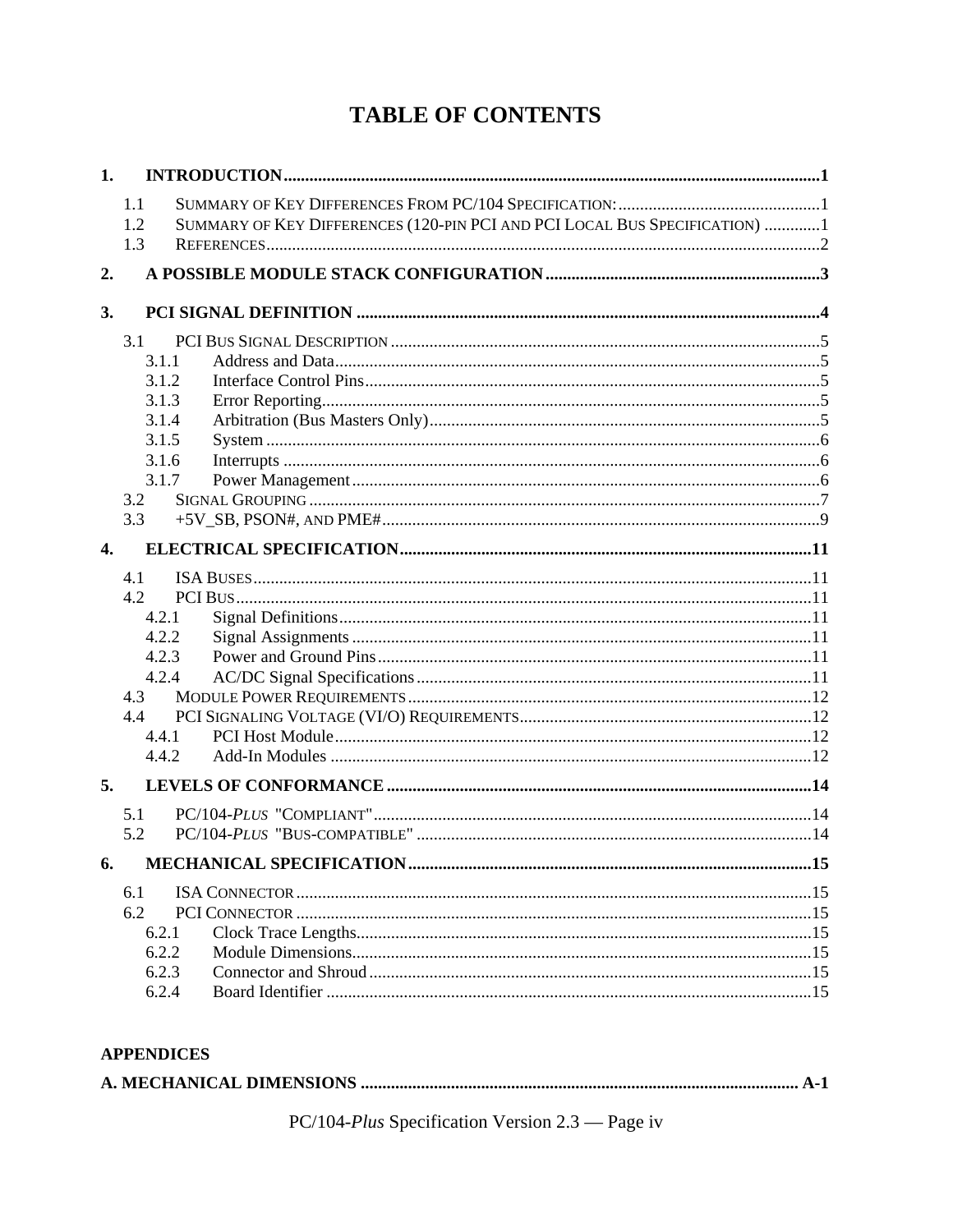# TABLE OF CONTENTS

**1. INTRODUCTION** .......... 1

- 1.1 SUMMARY OF KEY DIFFERENCES FROM PC/104 SPECIFICATION: .......... 1
- 1.2 SUMMARY OF KEY DIFFERENCES (120-PIN PCI AND PCI LOCAL BUS SPECIFICATION) .......... 1
- 1.3 REFERENCES .......... 2

**2. A POSSIBLE MODULE STACK CONFIGURATION** .......... 3

**3. PCI SIGNAL DEFINITION** .......... 4

- 3.1 PCI BUS SIGNAL DESCRIPTION .......... 5
  - 3.1.1 Address and Data .......... 5
  - 3.1.2 Interface Control Pins .......... 5
  - 3.1.3 Error Reporting .......... 5
  - 3.1.4 Arbitration (Bus Masters Only) .......... 5
  - 3.1.5 System .......... 6
  - 3.1.6 Interrupts .......... 6
  - 3.1.7 Power Management .......... 6
- 3.2 SIGNAL GROUPING .......... 7
- 3.3 +5V_SB, PSON#, AND PME# .......... 9

**4. ELECTRICAL SPECIFICATION** .......... 11

- 4.1 ISA BUSES .......... 11
- 4.2 PCI BUS .......... 11
  - 4.2.1 Signal Definitions .......... 11
  - 4.2.2 Signal Assignments .......... 11
  - 4.2.3 Power and Ground Pins .......... 11
  - 4.2.4 AC/DC Signal Specifications .......... 11
- 4.3 MODULE POWER REQUIREMENTS .......... 12
- 4.4 PCI SIGNALING VOLTAGE (VI/O) REQUIREMENTS .......... 12
  - 4.4.1 PCI Host Module .......... 12
  - 4.4.2 Add-In Modules .......... 12

**5. LEVELS OF CONFORMANCE** .......... 14

- 5.1 PC/104-*PLUS* "COMPLIANT" .......... 14
- 5.2 PC/104-*PLUS* "BUS-COMPATIBLE" .......... 14

**6. MECHANICAL SPECIFICATION** .......... 15

- 6.1 ISA CONNECTOR .......... 15
- 6.2 PCI CONNECTOR .......... 15
  - 6.2.1 Clock Trace Lengths .......... 15
  - 6.2.2 Module Dimensions .......... 15
  - 6.2.3 Connector and Shroud .......... 15
  - 6.2.4 Board Identifier .......... 15

**APPENDICES**

**A. MECHANICAL DIMENSIONS** .......... A-1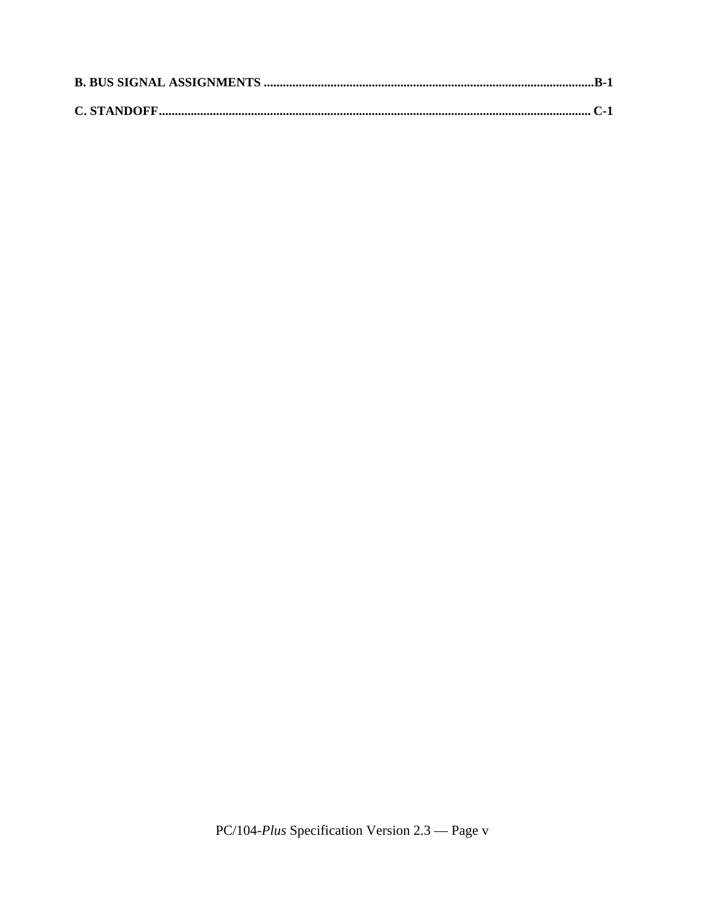**B. BUS SIGNAL ASSIGNMENTS ........................................................................................................B-1**

**C. STANDOFF........................................................................................................................................ C-1**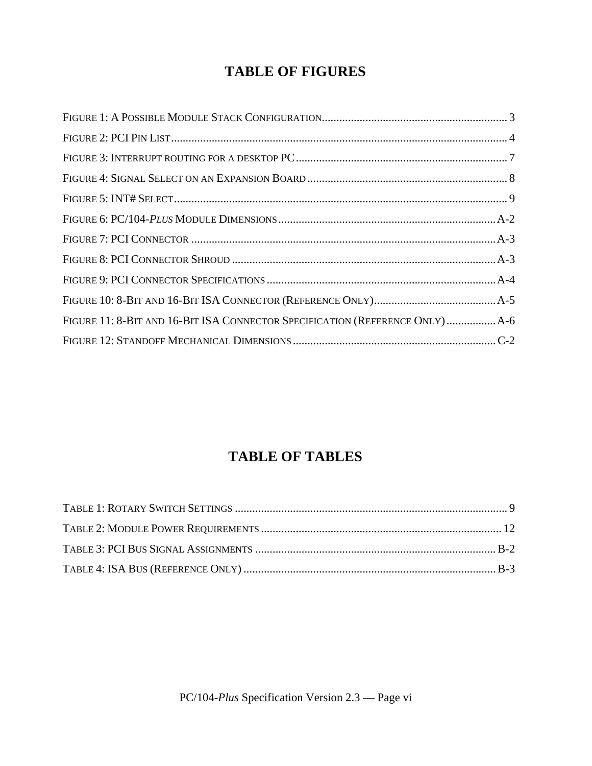# TABLE OF FIGURES

Figure 1: A Possible Module Stack Configuration ........ 3
Figure 2: PCI Pin List ........ 4
Figure 3: Interrupt routing for a desktop PC ........ 7
Figure 4: Signal Select on an Expansion Board ........ 8
Figure 5: INT# Select ........ 9
Figure 6: PC/104-*Plus* Module Dimensions ........ A-2
Figure 7: PCI Connector ........ A-3
Figure 8: PCI Connector Shroud ........ A-3
Figure 9: PCI Connector Specifications ........ A-4
Figure 10: 8-Bit and 16-Bit ISA Connector (Reference Only) ........ A-5
Figure 11: 8-Bit and 16-Bit ISA Connector Specification (Reference Only) ........ A-6
Figure 12: Standoff Mechanical Dimensions ........ C-2

# TABLE OF TABLES

Table 1: Rotary Switch Settings ........ 9
Table 2: Module Power Requirements ........ 12
Table 3: PCI Bus Signal Assignments ........ B-2
Table 4: ISA Bus (Reference Only) ........ B-3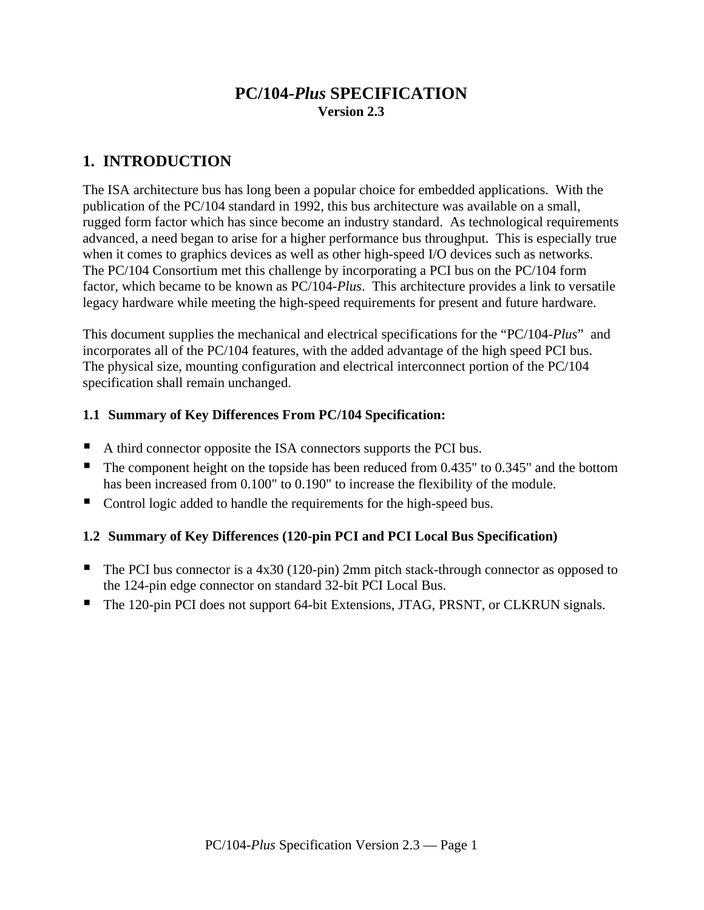# PC/104-*Plus* SPECIFICATION

**Version 2.3**

## 1. INTRODUCTION

The ISA architecture bus has long been a popular choice for embedded applications. With the publication of the PC/104 standard in 1992, this bus architecture was available on a small, rugged form factor which has since become an industry standard. As technological requirements advanced, a need began to arise for a higher performance bus throughput. This is especially true when it comes to graphics devices as well as other high-speed I/O devices such as networks. The PC/104 Consortium met this challenge by incorporating a PCI bus on the PC/104 form factor, which became to be known as PC/104-*Plus*. This architecture provides a link to versatile legacy hardware while meeting the high-speed requirements for present and future hardware.

This document supplies the mechanical and electrical specifications for the "PC/104-*Plus*" and incorporates all of the PC/104 features, with the added advantage of the high speed PCI bus. The physical size, mounting configuration and electrical interconnect portion of the PC/104 specification shall remain unchanged.

### 1.1 Summary of Key Differences From PC/104 Specification:

- A third connector opposite the ISA connectors supports the PCI bus.
- The component height on the topside has been reduced from 0.435" to 0.345" and the bottom has been increased from 0.100" to 0.190" to increase the flexibility of the module.
- Control logic added to handle the requirements for the high-speed bus.

### 1.2 Summary of Key Differences (120-pin PCI and PCI Local Bus Specification)

- The PCI bus connector is a 4x30 (120-pin) 2mm pitch stack-through connector as opposed to the 124-pin edge connector on standard 32-bit PCI Local Bus.
- The 120-pin PCI does not support 64-bit Extensions, JTAG, PRSNT, or CLKRUN signals.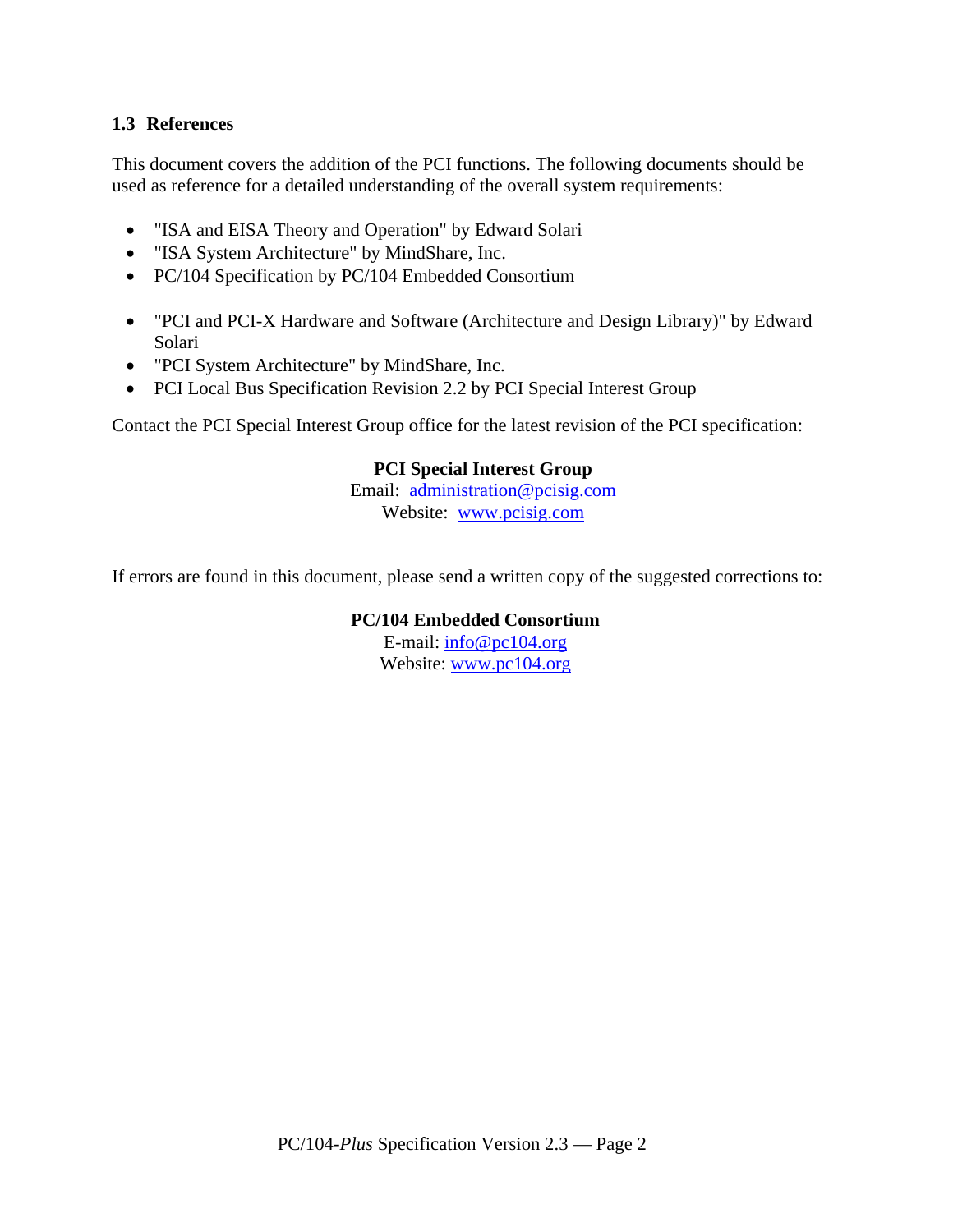### 1.3 References

This document covers the addition of the PCI functions. The following documents should be used as reference for a detailed understanding of the overall system requirements:

- "ISA and EISA Theory and Operation" by Edward Solari
- "ISA System Architecture" by MindShare, Inc.
- PC/104 Specification by PC/104 Embedded Consortium

- "PCI and PCI-X Hardware and Software (Architecture and Design Library)" by Edward Solari
- "PCI System Architecture" by MindShare, Inc.
- PCI Local Bus Specification Revision 2.2 by PCI Special Interest Group

Contact the PCI Special Interest Group office for the latest revision of the PCI specification:

**PCI Special Interest Group**
Email: administration@pcisig.com
Website: www.pcisig.com

If errors are found in this document, please send a written copy of the suggested corrections to:

**PC/104 Embedded Consortium**
E-mail: info@pc104.org
Website: www.pc104.org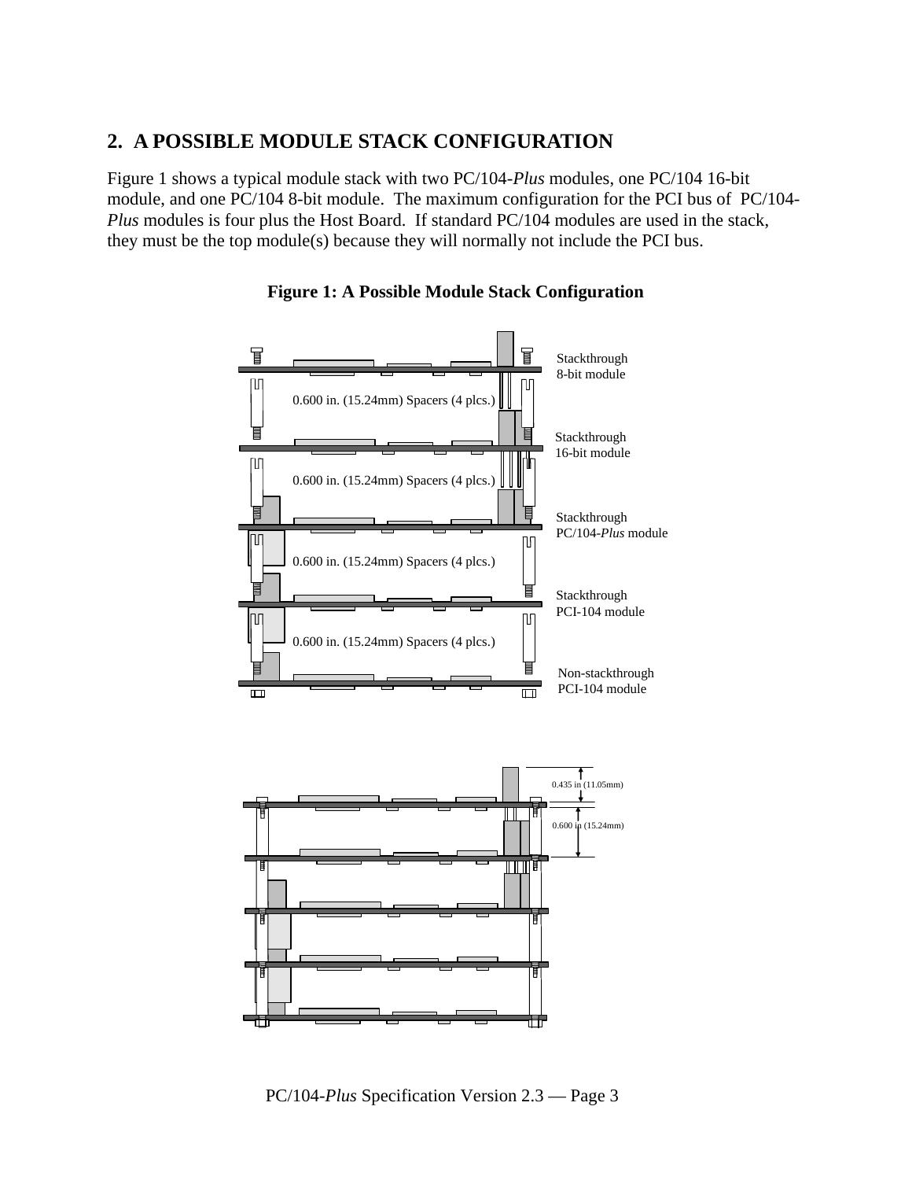## 2. A POSSIBLE MODULE STACK CONFIGURATION

Figure 1 shows a typical module stack with two PC/104-*Plus* modules, one PC/104 16-bit module, and one PC/104 8-bit module. The maximum configuration for the PCI bus of PC/104-*Plus* modules is four plus the Host Board. If standard PC/104 modules are used in the stack, they must be the top module(s) because they will normally not include the PCI bus.

**Figure 1: A Possible Module Stack Configuration**

Stackthrough 8-bit module

0.600 in. (15.24mm) Spacers (4 plcs.)

Stackthrough 16-bit module

0.600 in. (15.24mm) Spacers (4 plcs.)

Stackthrough PC/104-*Plus* module

0.600 in. (15.24mm) Spacers (4 plcs.)

Stackthrough PCI-104 module

0.600 in. (15.24mm) Spacers (4 plcs.)

Non-stackthrough PCI-104 module

0.435 in (11.05mm)

0.600 in (15.24mm)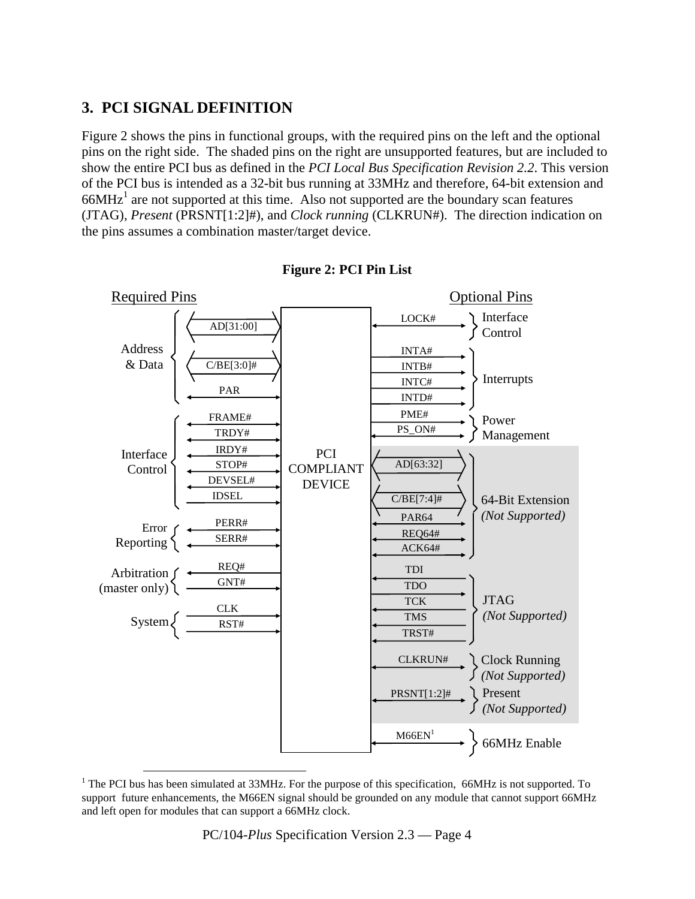## 3. PCI SIGNAL DEFINITION

Figure 2 shows the pins in functional groups, with the required pins on the left and the optional pins on the right side. The shaded pins on the right are unsupported features, but are included to show the entire PCI bus as defined in the *PCI Local Bus Specification Revision 2.2*. This version of the PCI bus is intended as a 32-bit bus running at 33MHz and therefore, 64-bit extension and 66MHz[1] are not supported at this time. Also not supported are the boundary scan features (JTAG), *Present* (PRSNT[1:2]#), and *Clock running* (CLKRUN#). The direction indication on the pins assumes a combination master/target device.

**Figure 2: PCI Pin List**

| Required Pins | | PCI COMPLIANT DEVICE | Optional Pins | |
|---|---|---|---|---|
| Address & Data | AD[31:00] | | LOCK# | Interface Control |
| | C/BE[3:0]# | | INTA#, INTB#, INTC#, INTD# | Interrupts |
| | PAR | | PME#, PS_ON# | Power Management |
| Interface Control | FRAME#, TRDY#, IRDY#, STOP#, DEVSEL#, IDSEL | | AD[63:32], C/BE[7:4]#, PAR64, REQ64#, ACK64# | 64-Bit Extension *(Not Supported)* |
| Error Reporting | PERR#, SERR# | | TDI, TDO, TCK, TMS, TRST# | JTAG *(Not Supported)* |
| Arbitration (master only) | REQ#, GNT# | | CLKRUN# | Clock Running *(Not Supported)* |
| System | CLK, RST# | | PRSNT[1:2]# | Present *(Not Supported)* |
| | | | M66EN[1] | 66MHz Enable |

[1] The PCI bus has been simulated at 33MHz. For the purpose of this specification, 66MHz is not supported. To support future enhancements, the M66EN signal should be grounded on any module that cannot support 66MHz and left open for modules that can support a 66MHz clock.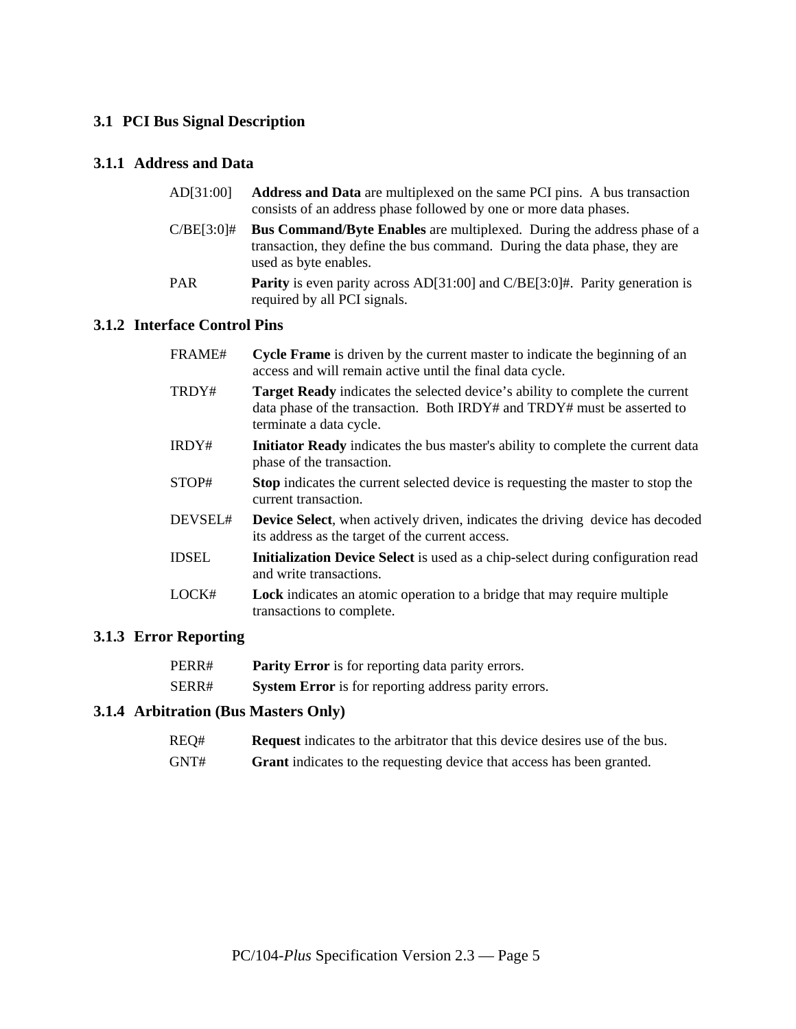## 3.1 PCI Bus Signal Description

### 3.1.1 Address and Data

| | |
|---|---|
| AD[31:00] | **Address and Data** are multiplexed on the same PCI pins. A bus transaction consists of an address phase followed by one or more data phases. |
| C/BE[3:0]# | **Bus Command/Byte Enables** are multiplexed. During the address phase of a transaction, they define the bus command. During the data phase, they are used as byte enables. |
| PAR | **Parity** is even parity across AD[31:00] and C/BE[3:0]#. Parity generation is required by all PCI signals. |

### 3.1.2 Interface Control Pins

| | |
|---|---|
| FRAME# | **Cycle Frame** is driven by the current master to indicate the beginning of an access and will remain active until the final data cycle. |
| TRDY# | **Target Ready** indicates the selected device's ability to complete the current data phase of the transaction. Both IRDY# and TRDY# must be asserted to terminate a data cycle. |
| IRDY# | **Initiator Ready** indicates the bus master's ability to complete the current data phase of the transaction. |
| STOP# | **Stop** indicates the current selected device is requesting the master to stop the current transaction. |
| DEVSEL# | **Device Select**, when actively driven, indicates the driving device has decoded its address as the target of the current access. |
| IDSEL | **Initialization Device Select** is used as a chip-select during configuration read and write transactions. |
| LOCK# | **Lock** indicates an atomic operation to a bridge that may require multiple transactions to complete. |

### 3.1.3 Error Reporting

| | |
|---|---|
| PERR# | **Parity Error** is for reporting data parity errors. |
| SERR# | **System Error** is for reporting address parity errors. |

### 3.1.4 Arbitration (Bus Masters Only)

| | |
|---|---|
| REQ# | **Request** indicates to the arbitrator that this device desires use of the bus. |
| GNT# | **Grant** indicates to the requesting device that access has been granted. |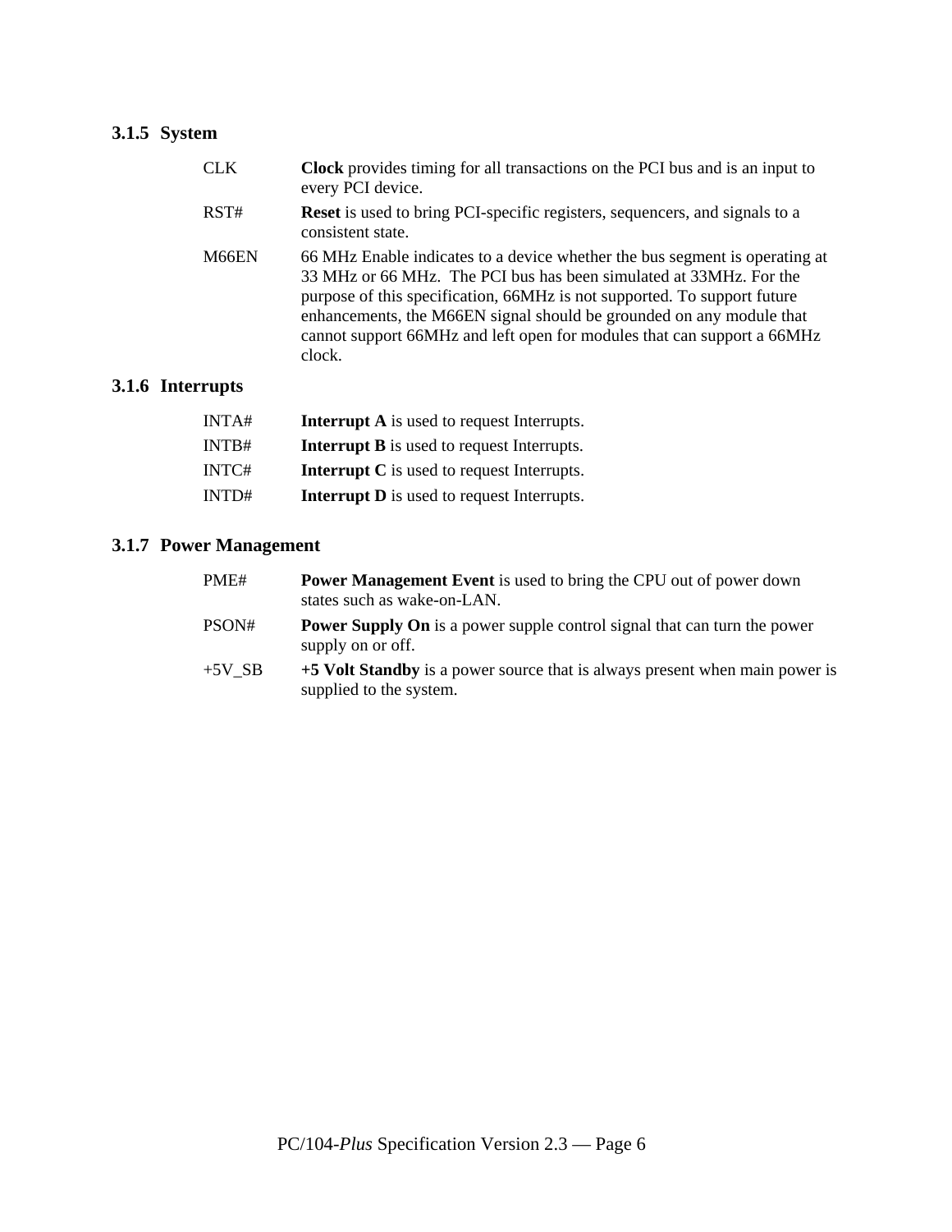### 3.1.5 System

CLK **Clock** provides timing for all transactions on the PCI bus and is an input to every PCI device.

RST# **Reset** is used to bring PCI-specific registers, sequencers, and signals to a consistent state.

M66EN 66 MHz Enable indicates to a device whether the bus segment is operating at 33 MHz or 66 MHz. The PCI bus has been simulated at 33MHz. For the purpose of this specification, 66MHz is not supported. To support future enhancements, the M66EN signal should be grounded on any module that cannot support 66MHz and left open for modules that can support a 66MHz clock.

### 3.1.6 Interrupts

INTA# **Interrupt A** is used to request Interrupts.

INTB# **Interrupt B** is used to request Interrupts.

INTC# **Interrupt C** is used to request Interrupts.

INTD# **Interrupt D** is used to request Interrupts.

### 3.1.7 Power Management

PME# **Power Management Event** is used to bring the CPU out of power down states such as wake-on-LAN.

PSON# **Power Supply On** is a power supple control signal that can turn the power supply on or off.

+5V_SB **+5 Volt Standby** is a power source that is always present when main power is supplied to the system.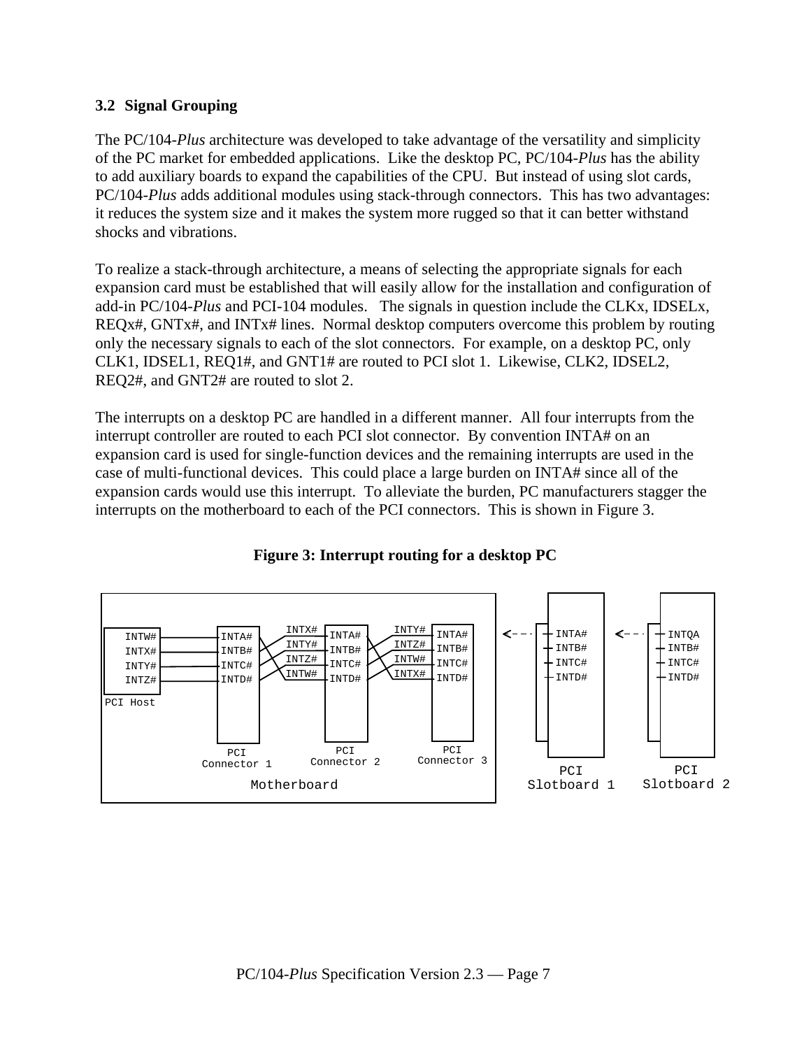### 3.2 Signal Grouping

The PC/104-*Plus* architecture was developed to take advantage of the versatility and simplicity of the PC market for embedded applications. Like the desktop PC, PC/104-*Plus* has the ability to add auxiliary boards to expand the capabilities of the CPU. But instead of using slot cards, PC/104-*Plus* adds additional modules using stack-through connectors. This has two advantages: it reduces the system size and it makes the system more rugged so that it can better withstand shocks and vibrations.

To realize a stack-through architecture, a means of selecting the appropriate signals for each expansion card must be established that will easily allow for the installation and configuration of add-in PC/104-*Plus* and PCI-104 modules. The signals in question include the CLKx, IDSELx, REQx#, GNTx#, and INTx# lines. Normal desktop computers overcome this problem by routing only the necessary signals to each of the slot connectors. For example, on a desktop PC, only CLK1, IDSEL1, REQ1#, and GNT1# are routed to PCI slot 1. Likewise, CLK2, IDSEL2, REQ2#, and GNT2# are routed to slot 2.

The interrupts on a desktop PC are handled in a different manner. All four interrupts from the interrupt controller are routed to each PCI slot connector. By convention INTA# on an expansion card is used for single-function devices and the remaining interrupts are used in the case of multi-functional devices. This could place a large burden on INTA# since all of the expansion cards would use this interrupt. To alleviate the burden, PC manufacturers stagger the interrupts on the motherboard to each of the PCI connectors. This is shown in Figure 3.

**Figure 3: Interrupt routing for a desktop PC**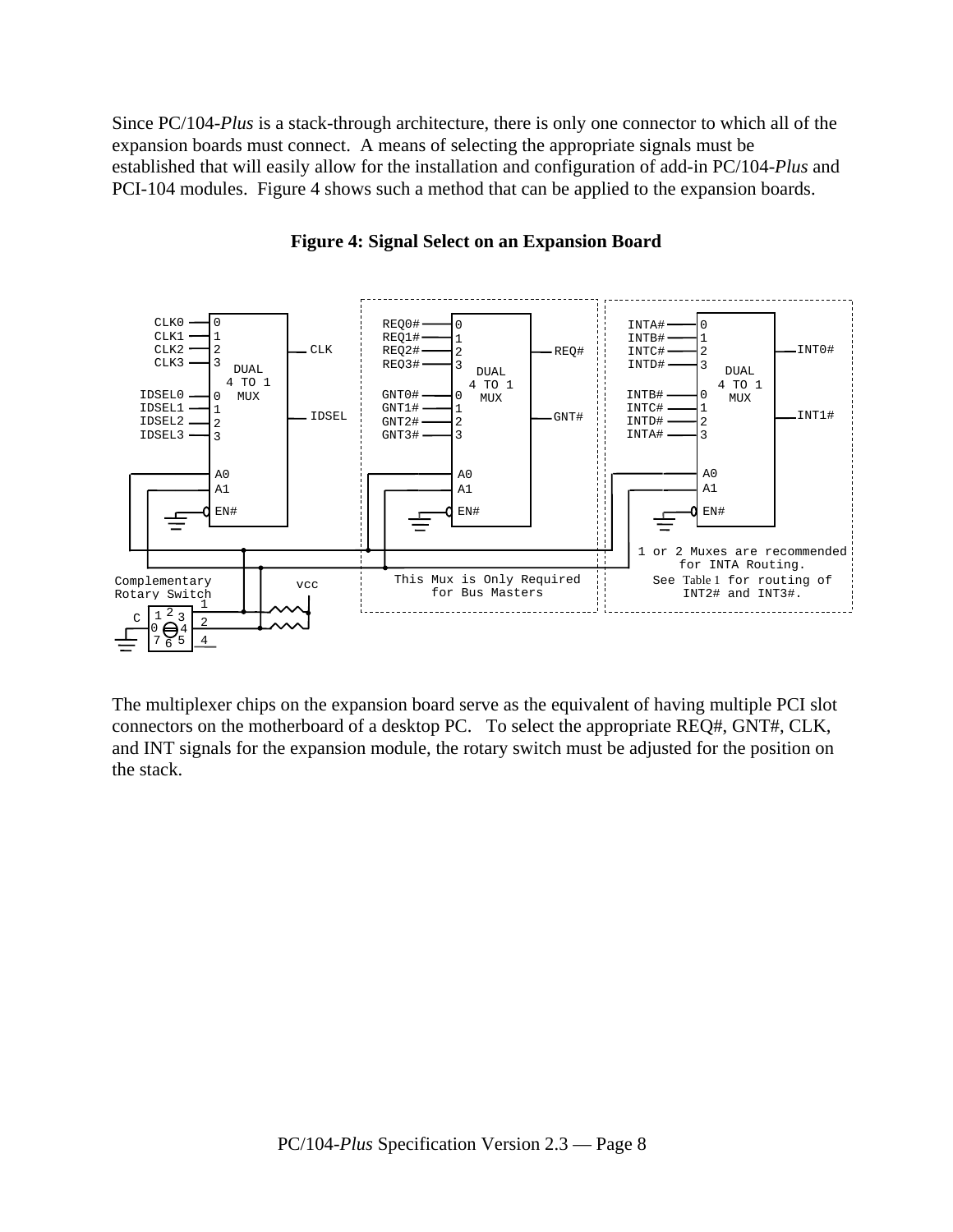Since PC/104-*Plus* is a stack-through architecture, there is only one connector to which all of the expansion boards must connect. A means of selecting the appropriate signals must be established that will easily allow for the installation and configuration of add-in PC/104-*Plus* and PCI-104 modules. Figure 4 shows such a method that can be applied to the expansion boards.

**Figure 4: Signal Select on an Expansion Board**

The multiplexer chips on the expansion board serve as the equivalent of having multiple PCI slot connectors on the motherboard of a desktop PC. To select the appropriate REQ#, GNT#, CLK, and INT signals for the expansion module, the rotary switch must be adjusted for the position on the stack.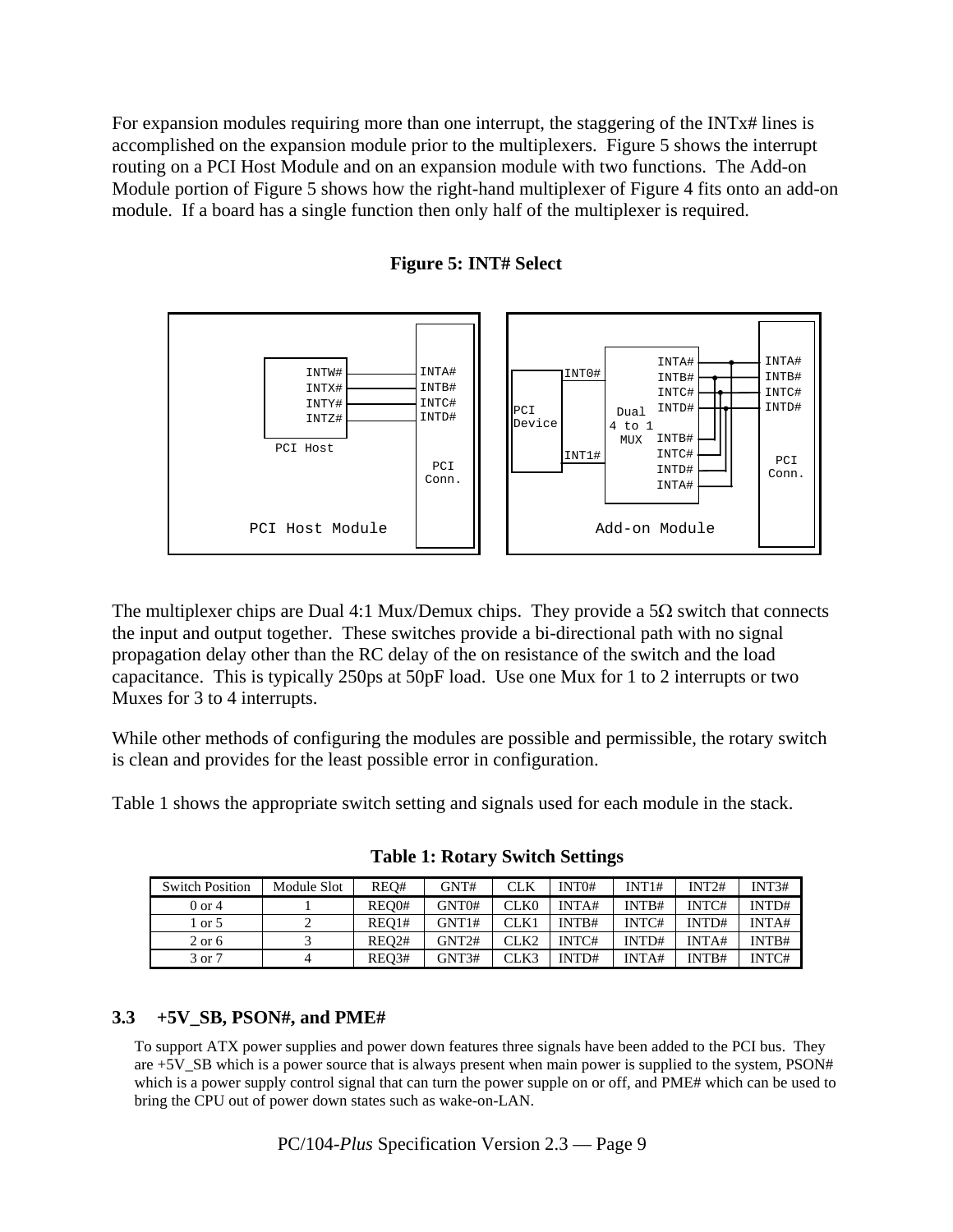For expansion modules requiring more than one interrupt, the staggering of the INTx# lines is accomplished on the expansion module prior to the multiplexers. Figure 5 shows the interrupt routing on a PCI Host Module and on an expansion module with two functions. The Add-on Module portion of Figure 5 shows how the right-hand multiplexer of Figure 4 fits onto an add-on module. If a board has a single function then only half of the multiplexer is required.

**Figure 5: INT# Select**

The multiplexer chips are Dual 4:1 Mux/Demux chips. They provide a 5Ω switch that connects the input and output together. These switches provide a bi-directional path with no signal propagation delay other than the RC delay of the on resistance of the switch and the load capacitance. This is typically 250ps at 50pF load. Use one Mux for 1 to 2 interrupts or two Muxes for 3 to 4 interrupts.

While other methods of configuring the modules are possible and permissible, the rotary switch is clean and provides for the least possible error in configuration.

Table 1 shows the appropriate switch setting and signals used for each module in the stack.

**Table 1: Rotary Switch Settings**

| Switch Position | Module Slot | REQ# | GNT# | CLK | INT0# | INT1# | INT2# | INT3# |
|---|---|---|---|---|---|---|---|---|
| 0 or 4 | 1 | REQ0# | GNT0# | CLK0 | INTA# | INTB# | INTC# | INTD# |
| 1 or 5 | 2 | REQ1# | GNT1# | CLK1 | INTB# | INTC# | INTD# | INTA# |
| 2 or 6 | 3 | REQ2# | GNT2# | CLK2 | INTC# | INTD# | INTA# | INTB# |
| 3 or 7 | 4 | REQ3# | GNT3# | CLK3 | INTD# | INTA# | INTB# | INTC# |

### 3.3 +5V_SB, PSON#, and PME#

To support ATX power supplies and power down features three signals have been added to the PCI bus. They are +5V_SB which is a power source that is always present when main power is supplied to the system, PSON# which is a power supply control signal that can turn the power supple on or off, and PME# which can be used to bring the CPU out of power down states such as wake-on-LAN.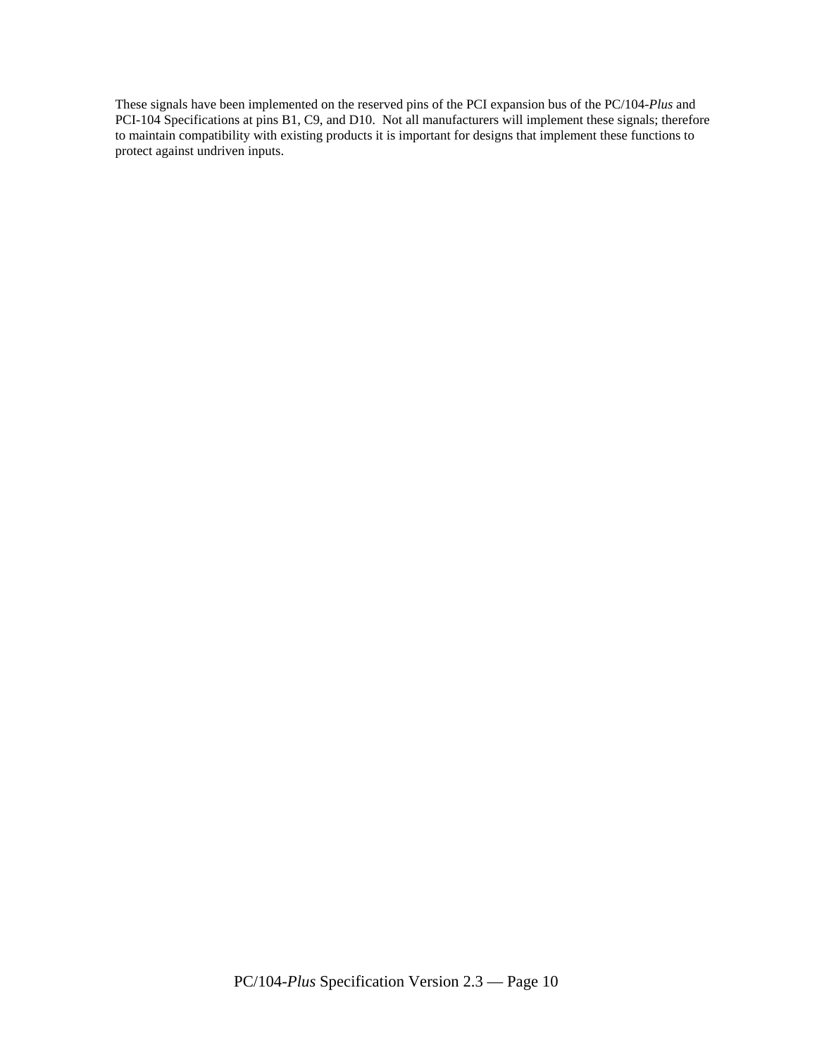These signals have been implemented on the reserved pins of the PCI expansion bus of the PC/104-*Plus* and PCI-104 Specifications at pins B1, C9, and D10. Not all manufacturers will implement these signals; therefore to maintain compatibility with existing products it is important for designs that implement these functions to protect against undriven inputs.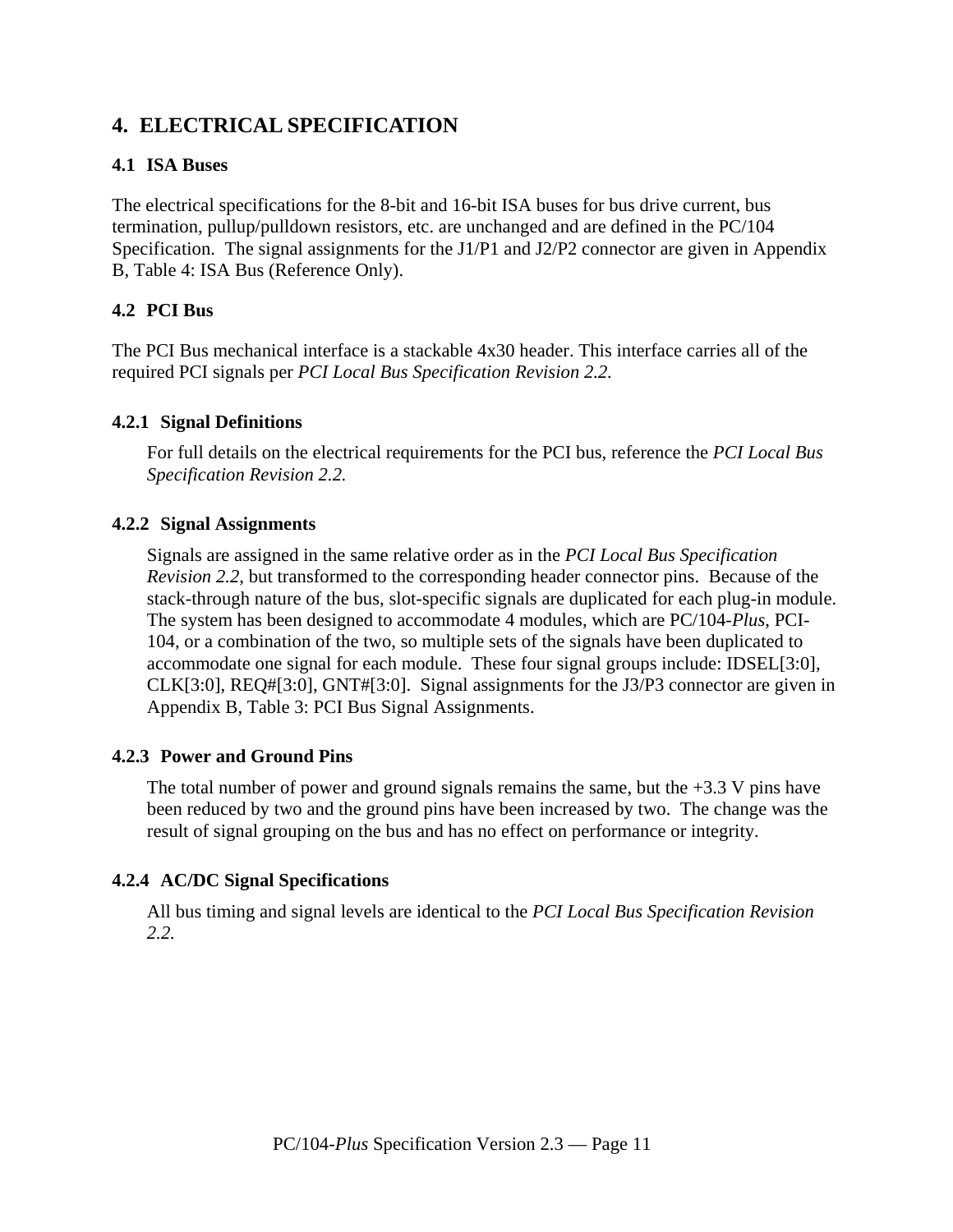# 4. ELECTRICAL SPECIFICATION

## 4.1 ISA Buses

The electrical specifications for the 8-bit and 16-bit ISA buses for bus drive current, bus termination, pullup/pulldown resistors, etc. are unchanged and are defined in the PC/104 Specification. The signal assignments for the J1/P1 and J2/P2 connector are given in Appendix B, Table 4: ISA Bus (Reference Only).

## 4.2 PCI Bus

The PCI Bus mechanical interface is a stackable 4x30 header. This interface carries all of the required PCI signals per *PCI Local Bus Specification Revision 2.2.*

### 4.2.1 Signal Definitions

For full details on the electrical requirements for the PCI bus, reference the *PCI Local Bus Specification Revision 2.2.*

### 4.2.2 Signal Assignments

Signals are assigned in the same relative order as in the *PCI Local Bus Specification Revision 2.2*, but transformed to the corresponding header connector pins. Because of the stack-through nature of the bus, slot-specific signals are duplicated for each plug-in module. The system has been designed to accommodate 4 modules, which are PC/104-*Plus*, PCI-104, or a combination of the two, so multiple sets of the signals have been duplicated to accommodate one signal for each module. These four signal groups include: IDSEL[3:0], CLK[3:0], REQ#[3:0], GNT#[3:0]. Signal assignments for the J3/P3 connector are given in Appendix B, Table 3: PCI Bus Signal Assignments.

### 4.2.3 Power and Ground Pins

The total number of power and ground signals remains the same, but the +3.3 V pins have been reduced by two and the ground pins have been increased by two. The change was the result of signal grouping on the bus and has no effect on performance or integrity.

### 4.2.4 AC/DC Signal Specifications

All bus timing and signal levels are identical to the *PCI Local Bus Specification Revision 2.2.*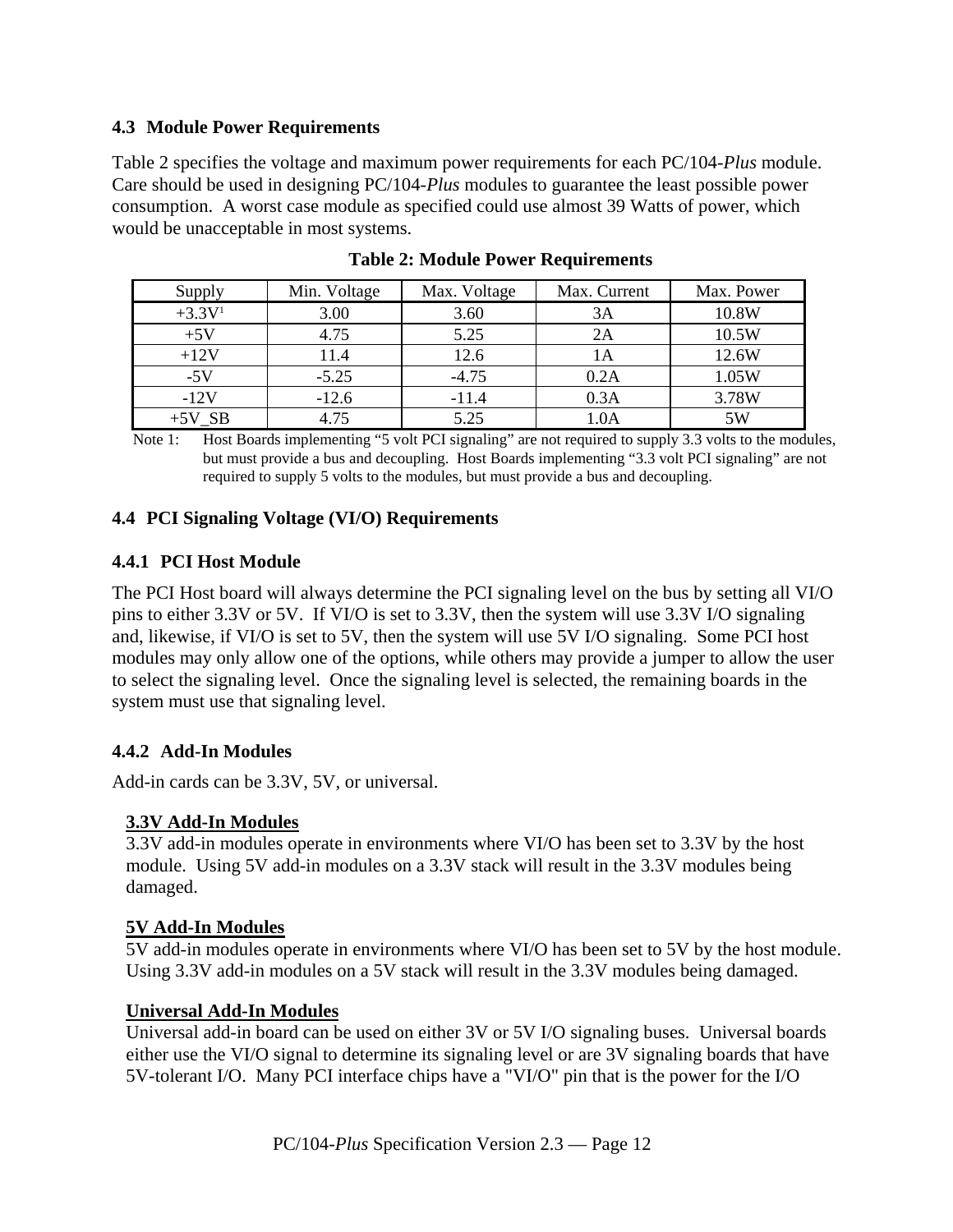## 4.3 Module Power Requirements

Table 2 specifies the voltage and maximum power requirements for each PC/104-*Plus* module. Care should be used in designing PC/104-*Plus* modules to guarantee the least possible power consumption. A worst case module as specified could use almost 39 Watts of power, which would be unacceptable in most systems.

**Table 2: Module Power Requirements**

| Supply | Min. Voltage | Max. Voltage | Max. Current | Max. Power |
|---|---|---|---|---|
| +3.3V[1] | 3.00 | 3.60 | 3A | 10.8W |
| +5V | 4.75 | 5.25 | 2A | 10.5W |
| +12V | 11.4 | 12.6 | 1A | 12.6W |
| -5V | -5.25 | -4.75 | 0.2A | 1.05W |
| -12V | -12.6 | -11.4 | 0.3A | 3.78W |
| +5V_SB | 4.75 | 5.25 | 1.0A | 5W |

Note 1: Host Boards implementing "5 volt PCI signaling" are not required to supply 3.3 volts to the modules, but must provide a bus and decoupling. Host Boards implementing "3.3 volt PCI signaling" are not required to supply 5 volts to the modules, but must provide a bus and decoupling.

## 4.4 PCI Signaling Voltage (VI/O) Requirements

### 4.4.1 PCI Host Module

The PCI Host board will always determine the PCI signaling level on the bus by setting all VI/O pins to either 3.3V or 5V. If VI/O is set to 3.3V, then the system will use 3.3V I/O signaling and, likewise, if VI/O is set to 5V, then the system will use 5V I/O signaling. Some PCI host modules may only allow one of the options, while others may provide a jumper to allow the user to select the signaling level. Once the signaling level is selected, the remaining boards in the system must use that signaling level.

### 4.4.2 Add-In Modules

Add-in cards can be 3.3V, 5V, or universal.

**3.3V Add-In Modules**
3.3V add-in modules operate in environments where VI/O has been set to 3.3V by the host module. Using 5V add-in modules on a 3.3V stack will result in the 3.3V modules being damaged.

**5V Add-In Modules**
5V add-in modules operate in environments where VI/O has been set to 5V by the host module. Using 3.3V add-in modules on a 5V stack will result in the 3.3V modules being damaged.

**Universal Add-In Modules**
Universal add-in board can be used on either 3V or 5V I/O signaling buses. Universal boards either use the VI/O signal to determine its signaling level or are 3V signaling boards that have 5V-tolerant I/O. Many PCI interface chips have a "VI/O" pin that is the power for the I/O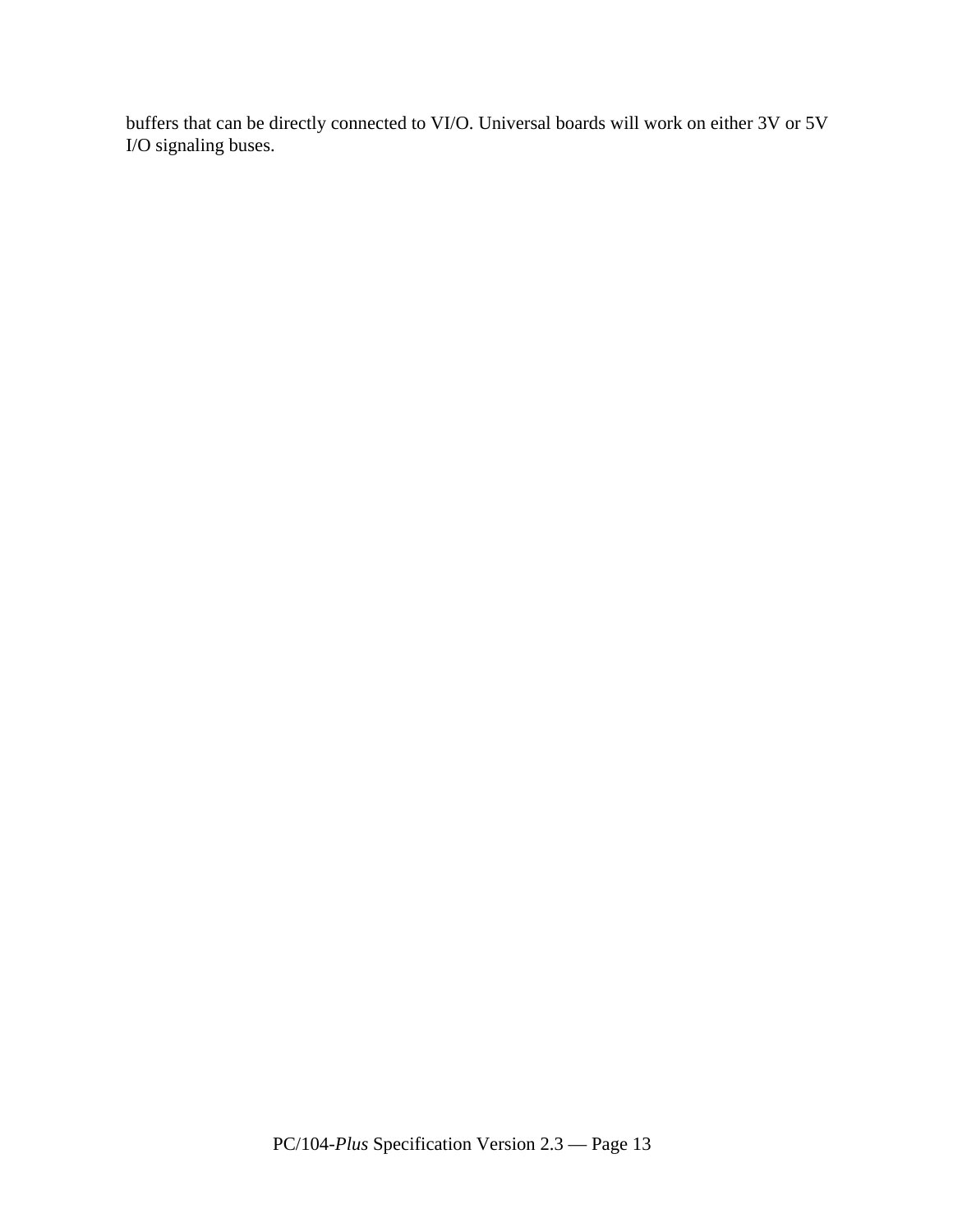buffers that can be directly connected to VI/O. Universal boards will work on either 3V or 5V I/O signaling buses.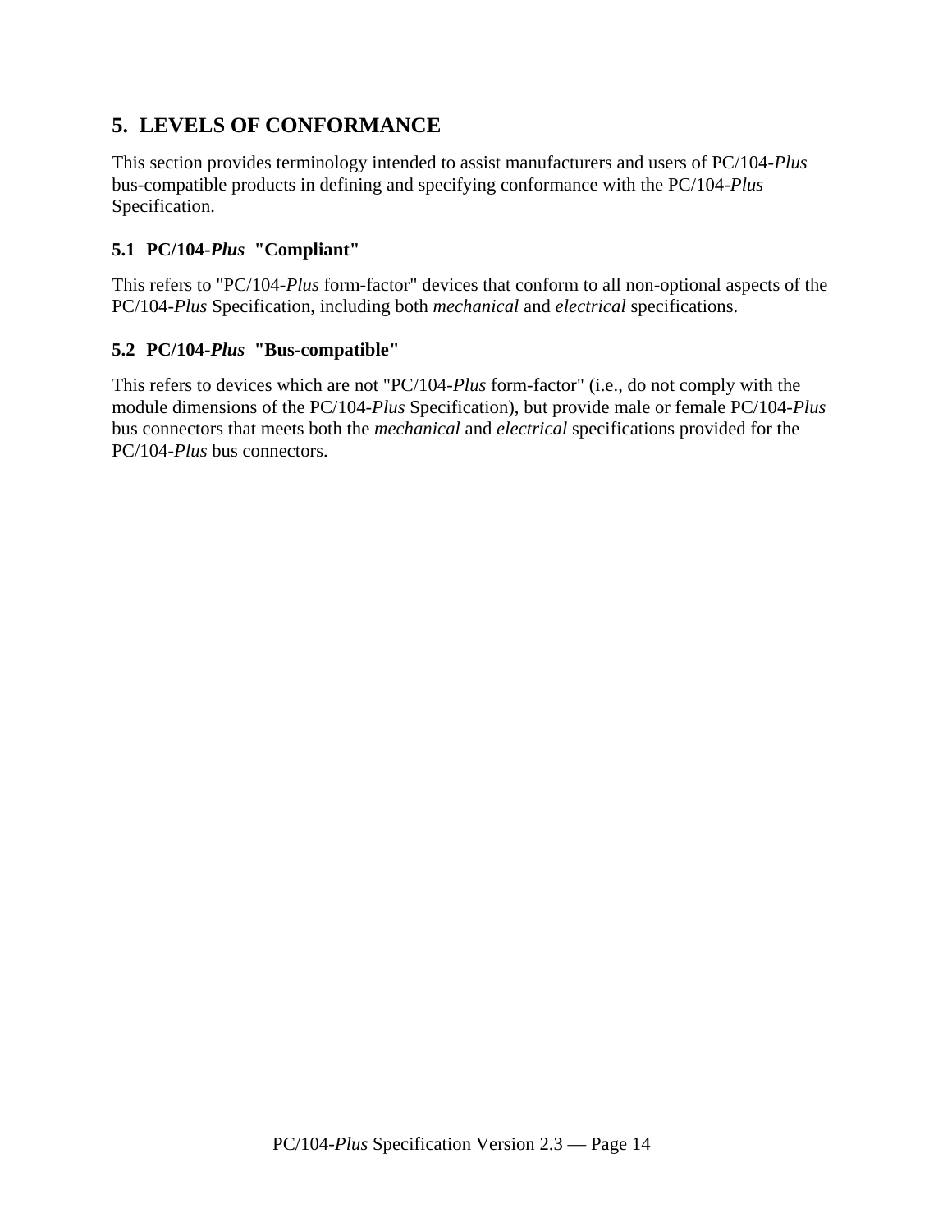## 5. LEVELS OF CONFORMANCE

This section provides terminology intended to assist manufacturers and users of PC/104-*Plus* bus-compatible products in defining and specifying conformance with the PC/104-*Plus* Specification.

### 5.1 PC/104-*Plus* "Compliant"

This refers to "PC/104-*Plus* form-factor" devices that conform to all non-optional aspects of the PC/104-*Plus* Specification, including both *mechanical* and *electrical* specifications.

### 5.2 PC/104-*Plus* "Bus-compatible"

This refers to devices which are not "PC/104-*Plus* form-factor" (i.e., do not comply with the module dimensions of the PC/104-*Plus* Specification), but provide male or female PC/104-*Plus* bus connectors that meets both the *mechanical* and *electrical* specifications provided for the PC/104-*Plus* bus connectors.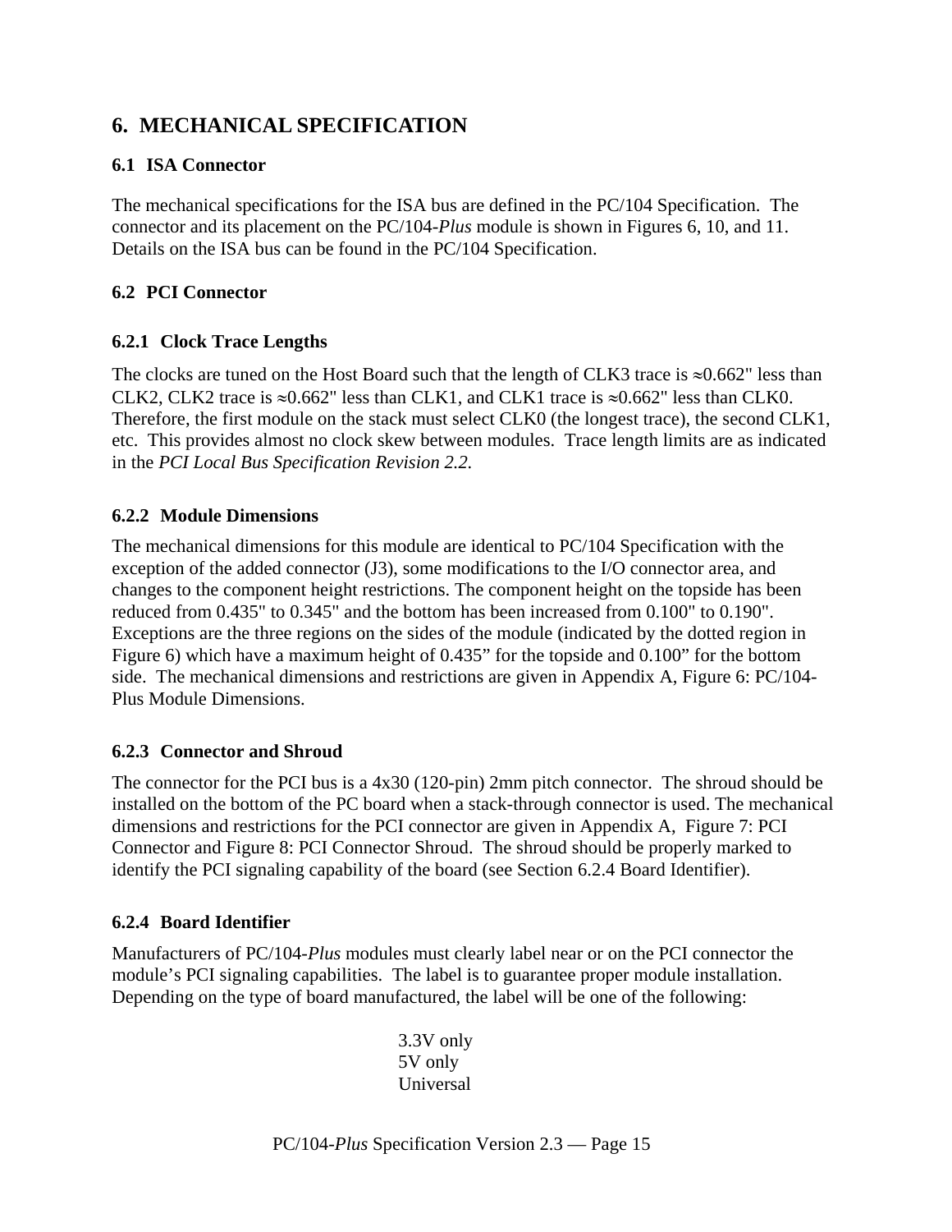# 6. MECHANICAL SPECIFICATION

## 6.1 ISA Connector

The mechanical specifications for the ISA bus are defined in the PC/104 Specification. The connector and its placement on the PC/104-*Plus* module is shown in Figures 6, 10, and 11. Details on the ISA bus can be found in the PC/104 Specification.

## 6.2 PCI Connector

### 6.2.1 Clock Trace Lengths

The clocks are tuned on the Host Board such that the length of CLK3 trace is ≈0.662" less than CLK2, CLK2 trace is ≈0.662" less than CLK1, and CLK1 trace is ≈0.662" less than CLK0. Therefore, the first module on the stack must select CLK0 (the longest trace), the second CLK1, etc. This provides almost no clock skew between modules. Trace length limits are as indicated in the *PCI Local Bus Specification Revision 2.2.*

### 6.2.2 Module Dimensions

The mechanical dimensions for this module are identical to PC/104 Specification with the exception of the added connector (J3), some modifications to the I/O connector area, and changes to the component height restrictions. The component height on the topside has been reduced from 0.435" to 0.345" and the bottom has been increased from 0.100" to 0.190". Exceptions are the three regions on the sides of the module (indicated by the dotted region in Figure 6) which have a maximum height of 0.435" for the topside and 0.100" for the bottom side. The mechanical dimensions and restrictions are given in Appendix A, Figure 6: PC/104-Plus Module Dimensions.

### 6.2.3 Connector and Shroud

The connector for the PCI bus is a 4x30 (120-pin) 2mm pitch connector. The shroud should be installed on the bottom of the PC board when a stack-through connector is used. The mechanical dimensions and restrictions for the PCI connector are given in Appendix A, Figure 7: PCI Connector and Figure 8: PCI Connector Shroud. The shroud should be properly marked to identify the PCI signaling capability of the board (see Section 6.2.4 Board Identifier).

### 6.2.4 Board Identifier

Manufacturers of PC/104-*Plus* modules must clearly label near or on the PCI connector the module's PCI signaling capabilities. The label is to guarantee proper module installation. Depending on the type of board manufactured, the label will be one of the following:

3.3V only
5V only
Universal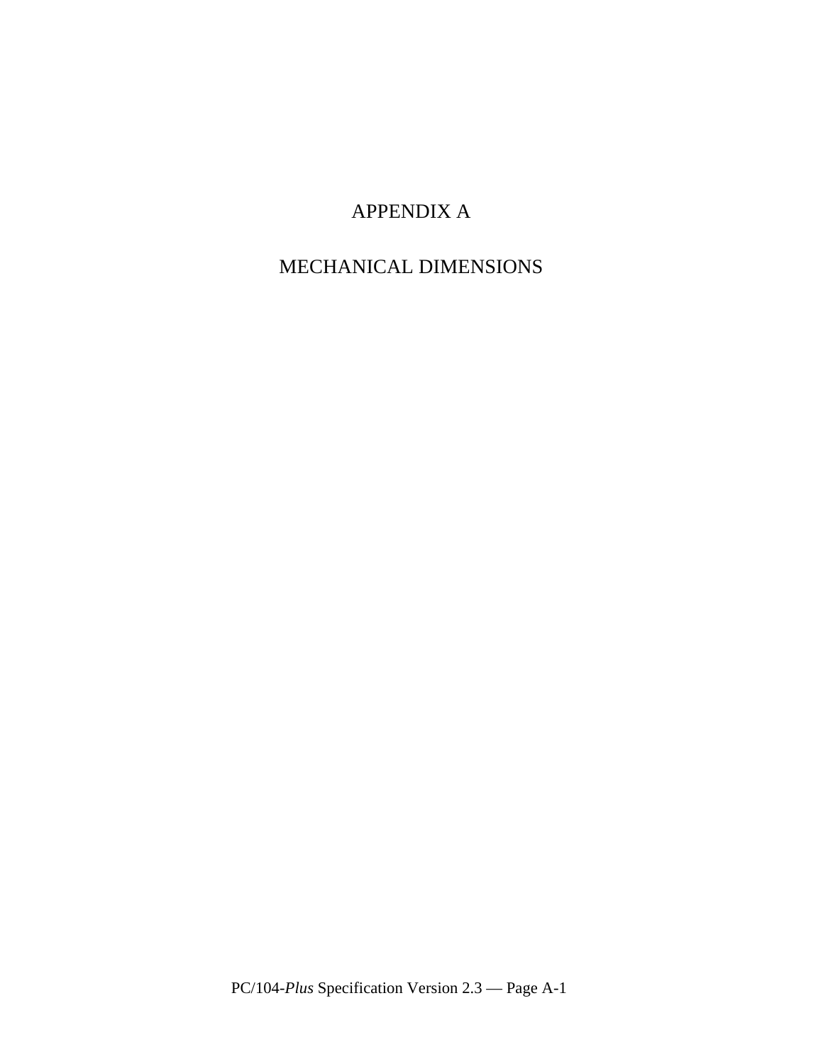# APPENDIX A

# MECHANICAL DIMENSIONS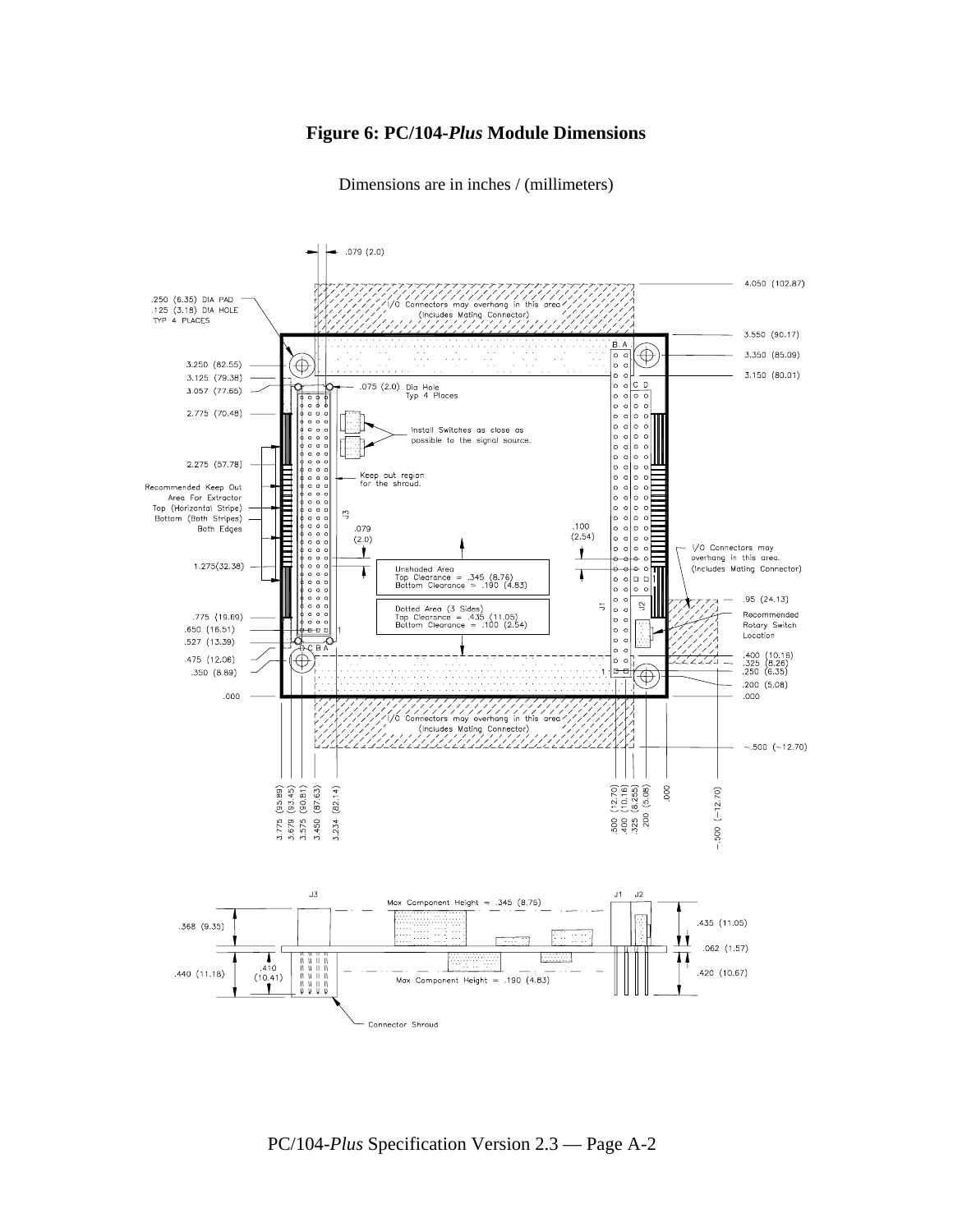# Figure 6: PC/104-*Plus* Module Dimensions

Dimensions are in inches / (millimeters)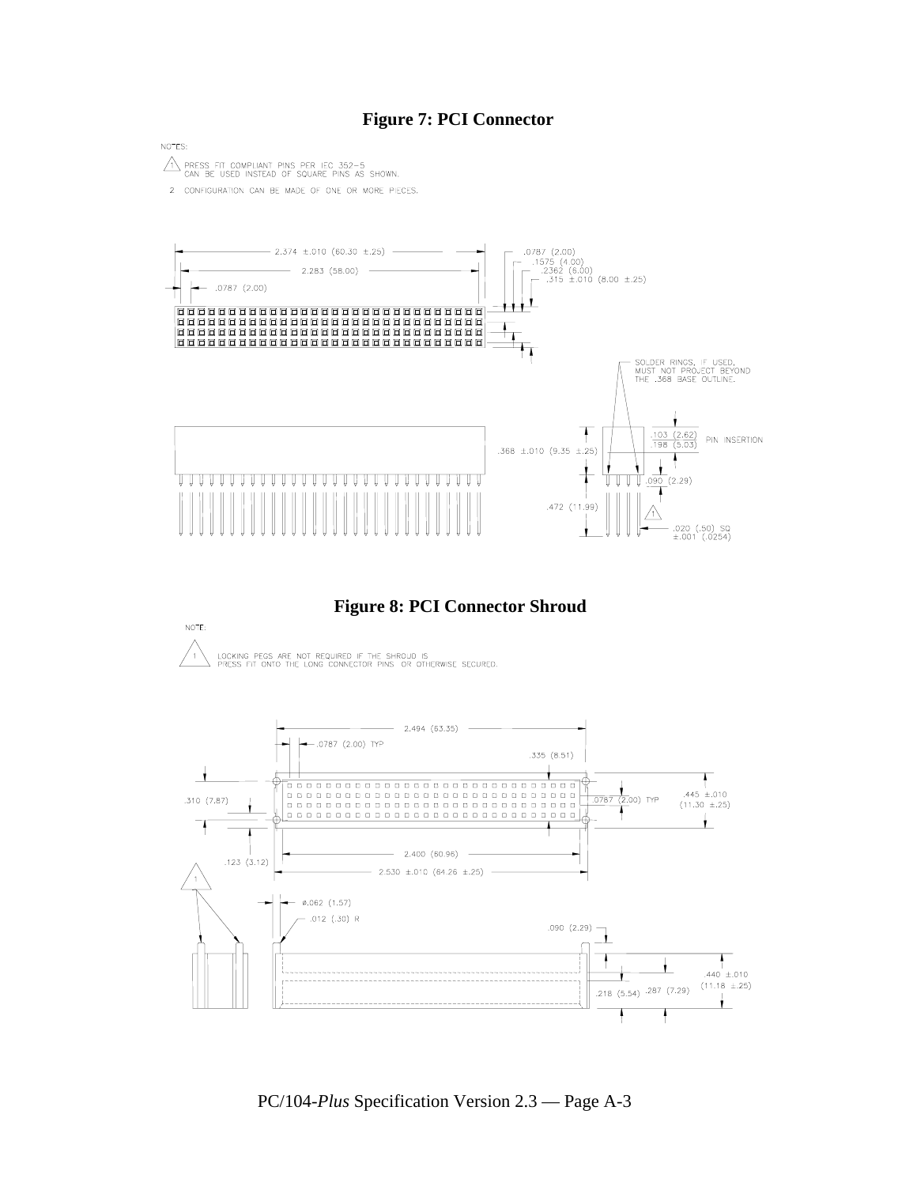## Figure 7: PCI Connector

NOTES:

1. PRESS FIT COMPLIANT PINS PER IEC 352-5 CAN BE USED INSTEAD OF SQUARE PINS AS SHOWN.
2. CONFIGURATION CAN BE MADE OF ONE OR MORE PIECES.

2.374 ±.010 (60.30 ±.25)
2.283 (58.00)
.0787 (2.00)
.0787 (2.00)
.1575 (4.00)
.2362 (6.00)
.315 ±.010 (8.00 ±.25)

SOLDER RINGS, IF USED, MUST NOT PROJECT BEYOND THE .368 BASE OUTLINE.

.368 ±.010 (9.35 ±.25)
.103 (2.62) / .198 (5.03) PIN INSERTION
.090 (2.29)
.472 (11.99)
.020 (.50) SQ ±.001 (.0254)

## Figure 8: PCI Connector Shroud

NOTE:

1. LOCKING PEGS ARE NOT REQUIRED IF THE SHROUD IS PRESS FIT ONTO THE LONG CONNECTOR PINS OR OTHERWISE SECURED.

2.494 (63.35)
.0787 (2.00) TYP
.335 (8.51)
.310 (7.87)
.0787 (2.00) TYP
.445 ±.010 (11.30 ±.25)
.123 (3.12)
2.400 (60.96)
2.530 ±.010 (64.26 ±.25)
ø.062 (1.57)
.012 (.30) R
.090 (2.29)
.440 ±.010 (11.18 ±.25)
.218 (5.54)
.287 (7.29)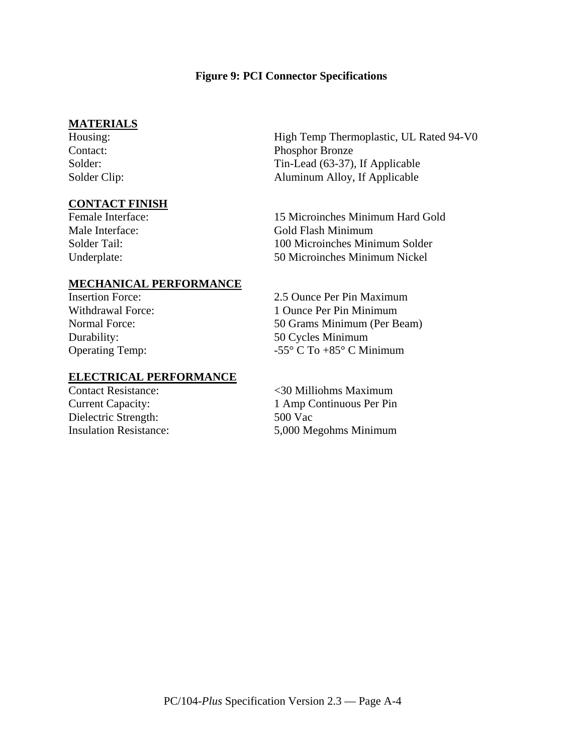**Figure 9: PCI Connector Specifications**

**MATERIALS**

| | |
|---|---|
| Housing: | High Temp Thermoplastic, UL Rated 94-V0 |
| Contact: | Phosphor Bronze |
| Solder: | Tin-Lead (63-37), If Applicable |
| Solder Clip: | Aluminum Alloy, If Applicable |

**CONTACT FINISH**

| | |
|---|---|
| Female Interface: | 15 Microinches Minimum Hard Gold |
| Male Interface: | Gold Flash Minimum |
| Solder Tail: | 100 Microinches Minimum Solder |
| Underplate: | 50 Microinches Minimum Nickel |

**MECHANICAL PERFORMANCE**

| | |
|---|---|
| Insertion Force: | 2.5 Ounce Per Pin Maximum |
| Withdrawal Force: | 1 Ounce Per Pin Minimum |
| Normal Force: | 50 Grams Minimum (Per Beam) |
| Durability: | 50 Cycles Minimum |
| Operating Temp: | -55° C To +85° C Minimum |

**ELECTRICAL PERFORMANCE**

| | |
|---|---|
| Contact Resistance: | <30 Milliohms Maximum |
| Current Capacity: | 1 Amp Continuous Per Pin |
| Dielectric Strength: | 500 Vac |
| Insulation Resistance: | 5,000 Megohms Minimum |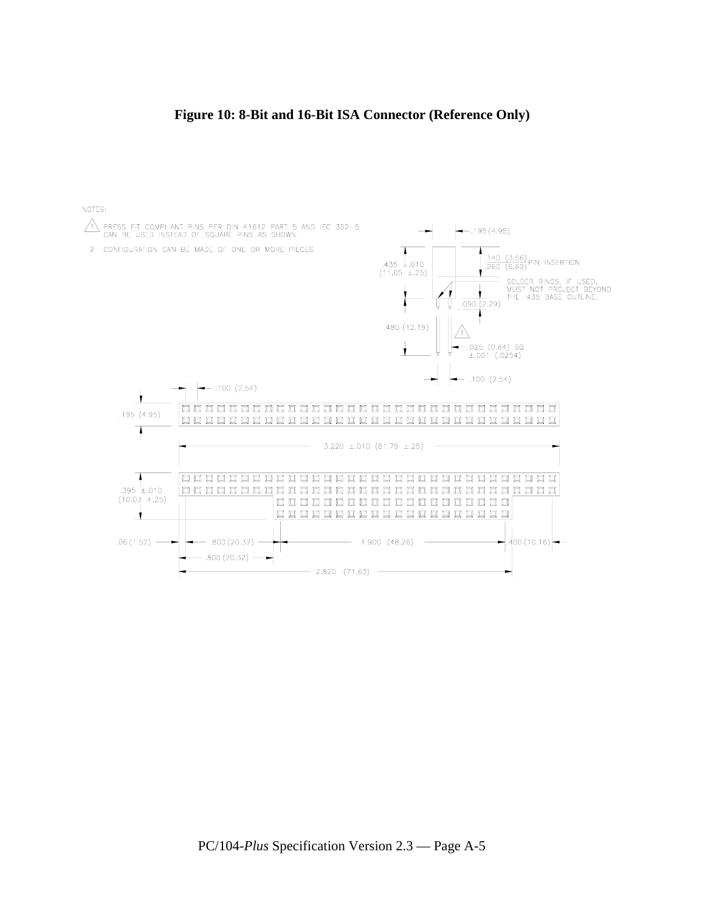**Figure 10: 8-Bit and 16-Bit ISA Connector (Reference Only)**

NOTES:

1. PRESS FIT COMPLIANT PINS PER DIN 41612 PART 5 AND IEC 352-5 CAN BE USED INSTEAD OF SQUARE PINS AS SHOWN.
2. CONFIGURATION CAN BE MADE OF ONE OR MORE PIECES.

.195 (4.95)

.435 ±.010 (11.05 ±.25)

.140 (3.56) / .260 (6.60) PIN INSERTION

SOLDER RINGS, IF USED, MUST NOT PROJECT BEYOND THE .435 BASE OUTLINE.

.090 (2.29)

.480 (12.19)

.025 (0.64) SQ ±.001 (.0254)

.100 (2.54)

.100 (2.54)

.195 (4.95)

3.220 ±.010 (81.79 ±.25)

.395 ±.010 (10.03 ±.25)

.06 (1.52)

.800 (20.32)

1.900 (48.26)

.400 (10.16)

.800 (20.32)

2.820 (71.63)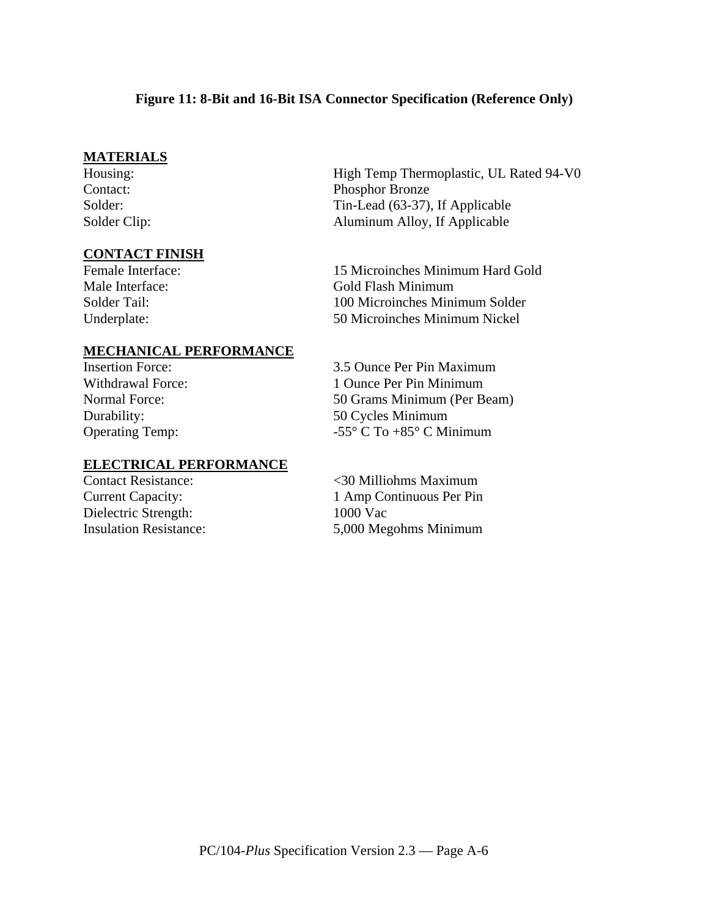**Figure 11: 8-Bit and 16-Bit ISA Connector Specification (Reference Only)**

**MATERIALS**

| | |
|---|---|
| Housing: | High Temp Thermoplastic, UL Rated 94-V0 |
| Contact: | Phosphor Bronze |
| Solder: | Tin-Lead (63-37), If Applicable |
| Solder Clip: | Aluminum Alloy, If Applicable |

**CONTACT FINISH**

| | |
|---|---|
| Female Interface: | 15 Microinches Minimum Hard Gold |
| Male Interface: | Gold Flash Minimum |
| Solder Tail: | 100 Microinches Minimum Solder |
| Underplate: | 50 Microinches Minimum Nickel |

**MECHANICAL PERFORMANCE**

| | |
|---|---|
| Insertion Force: | 3.5 Ounce Per Pin Maximum |
| Withdrawal Force: | 1 Ounce Per Pin Minimum |
| Normal Force: | 50 Grams Minimum (Per Beam) |
| Durability: | 50 Cycles Minimum |
| Operating Temp: | -55° C To +85° C Minimum |

**ELECTRICAL PERFORMANCE**

| | |
|---|---|
| Contact Resistance: | <30 Milliohms Maximum |
| Current Capacity: | 1 Amp Continuous Per Pin |
| Dielectric Strength: | 1000 Vac |
| Insulation Resistance: | 5,000 Megohms Minimum |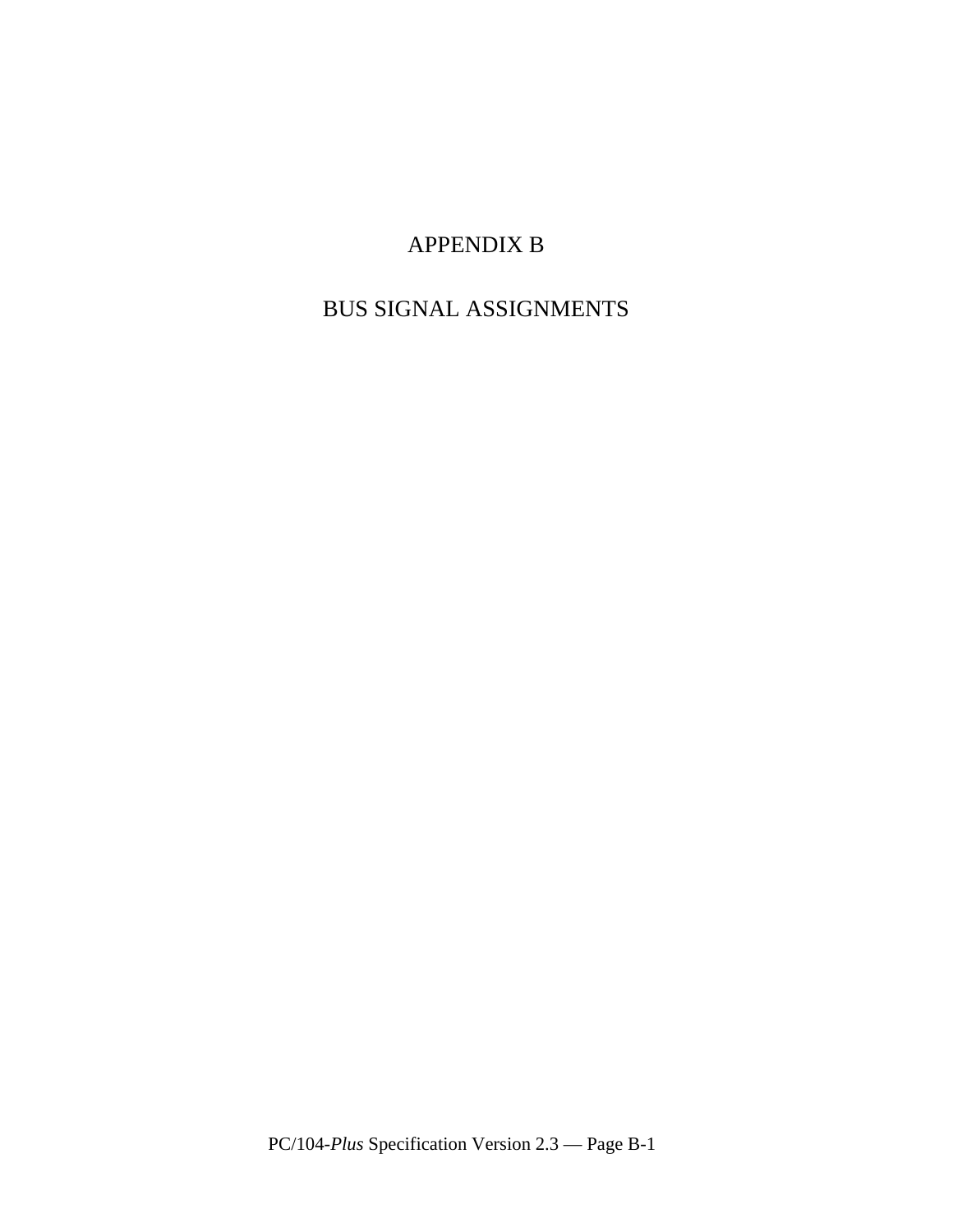# APPENDIX B

# BUS SIGNAL ASSIGNMENTS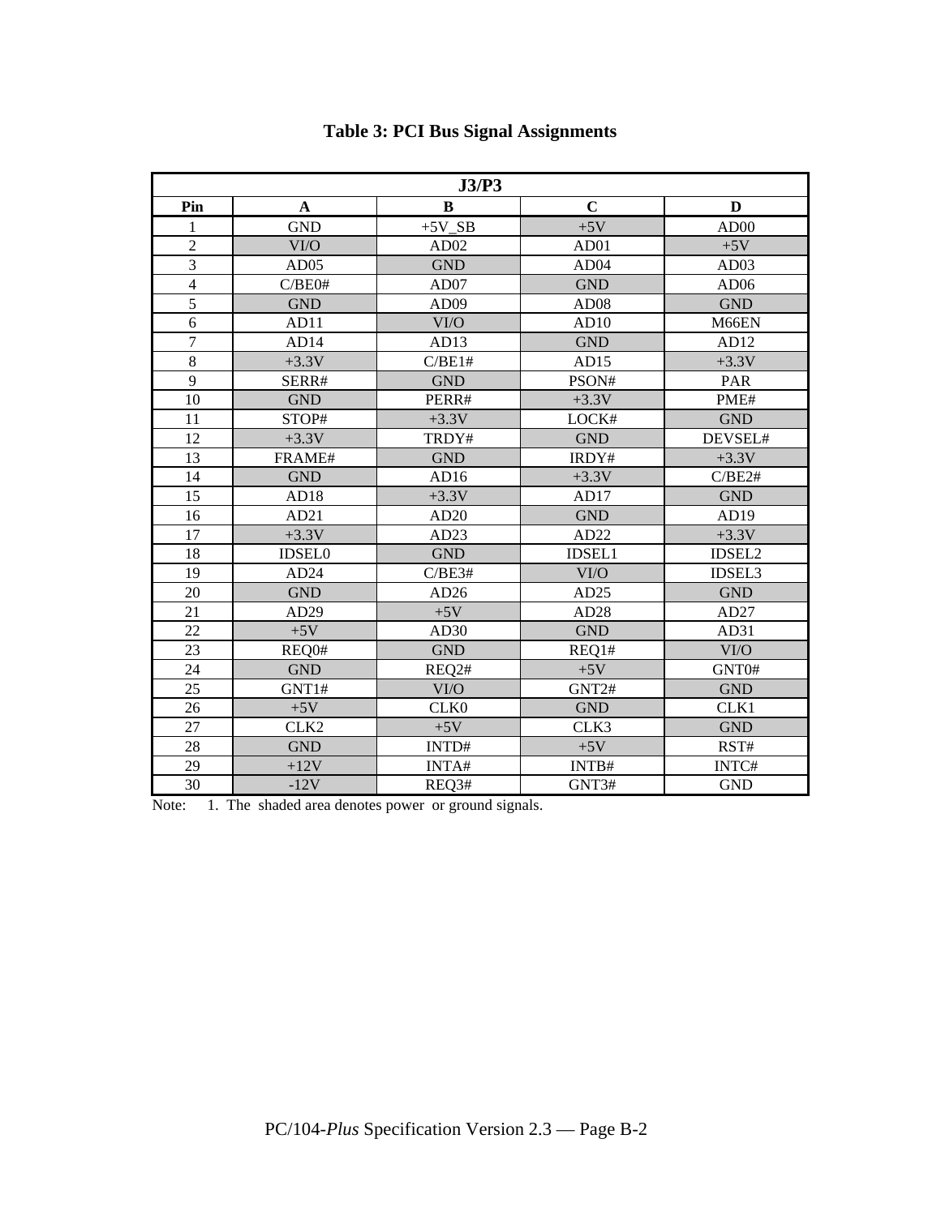## Table 3: PCI Bus Signal Assignments

| J3/P3 | | | | |
|---|---|---|---|---|
| **Pin** | **A** | **B** | **C** | **D** |
| 1 | GND | +5V_SB | +5V | AD00 |
| 2 | VI/O | AD02 | AD01 | +5V |
| 3 | AD05 | GND | AD04 | AD03 |
| 4 | C/BE0# | AD07 | GND | AD06 |
| 5 | GND | AD09 | AD08 | GND |
| 6 | AD11 | VI/O | AD10 | M66EN |
| 7 | AD14 | AD13 | GND | AD12 |
| 8 | +3.3V | C/BE1# | AD15 | +3.3V |
| 9 | SERR# | GND | PSON# | PAR |
| 10 | GND | PERR# | +3.3V | PME# |
| 11 | STOP# | +3.3V | LOCK# | GND |
| 12 | +3.3V | TRDY# | GND | DEVSEL# |
| 13 | FRAME# | GND | IRDY# | +3.3V |
| 14 | GND | AD16 | +3.3V | C/BE2# |
| 15 | AD18 | +3.3V | AD17 | GND |
| 16 | AD21 | AD20 | GND | AD19 |
| 17 | +3.3V | AD23 | AD22 | +3.3V |
| 18 | IDSEL0 | GND | IDSEL1 | IDSEL2 |
| 19 | AD24 | C/BE3# | VI/O | IDSEL3 |
| 20 | GND | AD26 | AD25 | GND |
| 21 | AD29 | +5V | AD28 | AD27 |
| 22 | +5V | AD30 | GND | AD31 |
| 23 | REQ0# | GND | REQ1# | VI/O |
| 24 | GND | REQ2# | +5V | GNT0# |
| 25 | GNT1# | VI/O | GNT2# | GND |
| 26 | +5V | CLK0 | GND | CLK1 |
| 27 | CLK2 | +5V | CLK3 | GND |
| 28 | GND | INTD# | +5V | RST# |
| 29 | +12V | INTA# | INTB# | INTC# |
| 30 | -12V | REQ3# | GNT3# | GND |

Note: 1. The shaded area denotes power or ground signals.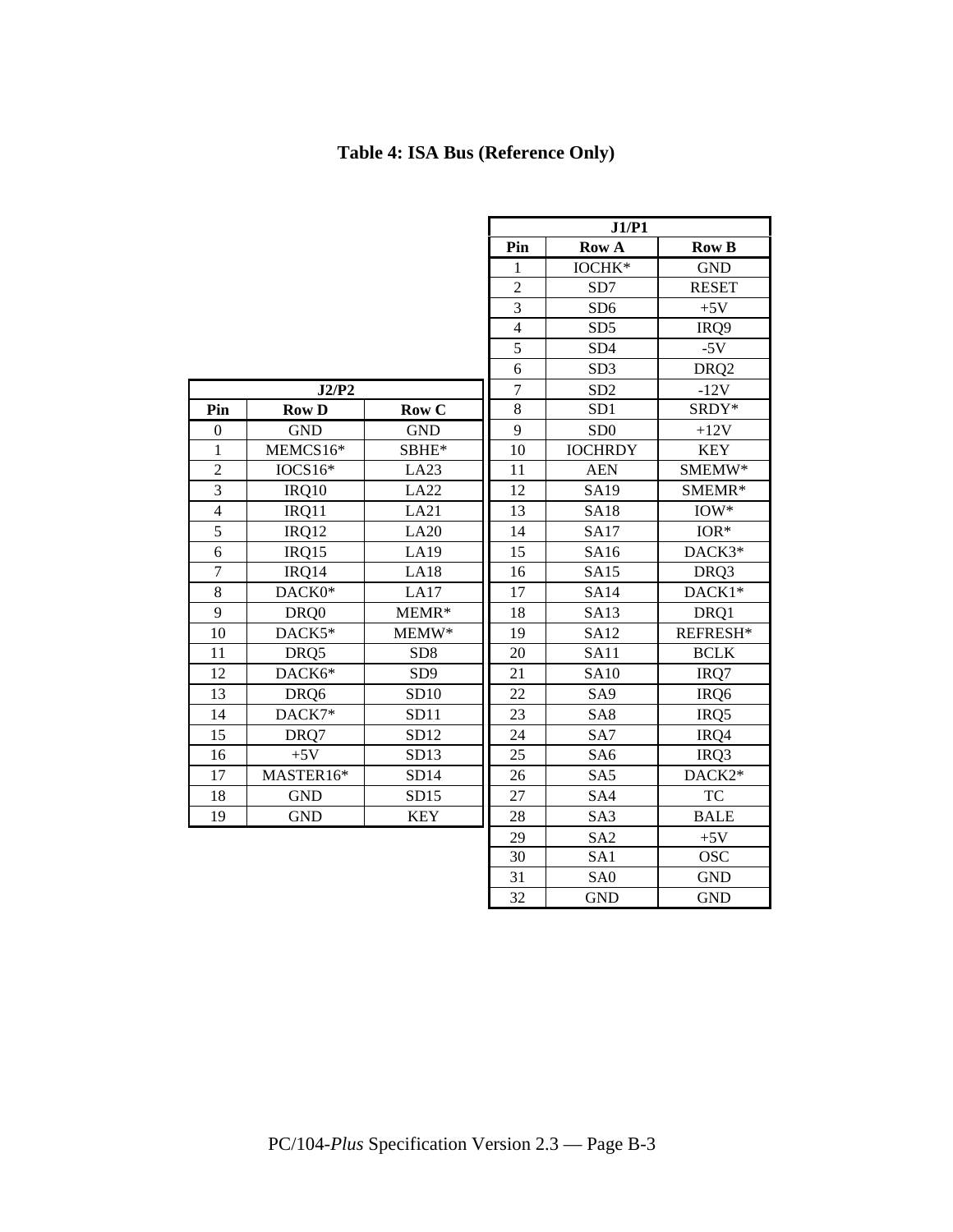# Table 4: ISA Bus (Reference Only)

| J2/P2 | | |
|---|---|---|
| **Pin** | **Row D** | **Row C** |
| 0 | GND | GND |
| 1 | MEMCS16* | SBHE* |
| 2 | IOCS16* | LA23 |
| 3 | IRQ10 | LA22 |
| 4 | IRQ11 | LA21 |
| 5 | IRQ12 | LA20 |
| 6 | IRQ15 | LA19 |
| 7 | IRQ14 | LA18 |
| 8 | DACK0* | LA17 |
| 9 | DRQ0 | MEMR* |
| 10 | DACK5* | MEMW* |
| 11 | DRQ5 | SD8 |
| 12 | DACK6* | SD9 |
| 13 | DRQ6 | SD10 |
| 14 | DACK7* | SD11 |
| 15 | DRQ7 | SD12 |
| 16 | +5V | SD13 |
| 17 | MASTER16* | SD14 |
| 18 | GND | SD15 |
| 19 | GND | KEY |

| J1/P1 | | |
|---|---|---|
| **Pin** | **Row A** | **Row B** |
| 1 | IOCHK* | GND |
| 2 | SD7 | RESET |
| 3 | SD6 | +5V |
| 4 | SD5 | IRQ9 |
| 5 | SD4 | -5V |
| 6 | SD3 | DRQ2 |
| 7 | SD2 | -12V |
| 8 | SD1 | SRDY* |
| 9 | SD0 | +12V |
| 10 | IOCHRDY | KEY |
| 11 | AEN | SMEMW* |
| 12 | SA19 | SMEMR* |
| 13 | SA18 | IOW* |
| 14 | SA17 | IOR* |
| 15 | SA16 | DACK3* |
| 16 | SA15 | DRQ3 |
| 17 | SA14 | DACK1* |
| 18 | SA13 | DRQ1 |
| 19 | SA12 | REFRESH* |
| 20 | SA11 | BCLK |
| 21 | SA10 | IRQ7 |
| 22 | SA9 | IRQ6 |
| 23 | SA8 | IRQ5 |
| 24 | SA7 | IRQ4 |
| 25 | SA6 | IRQ3 |
| 26 | SA5 | DACK2* |
| 27 | SA4 | TC |
| 28 | SA3 | BALE |
| 29 | SA2 | +5V |
| 30 | SA1 | OSC |
| 31 | SA0 | GND |
| 32 | GND | GND |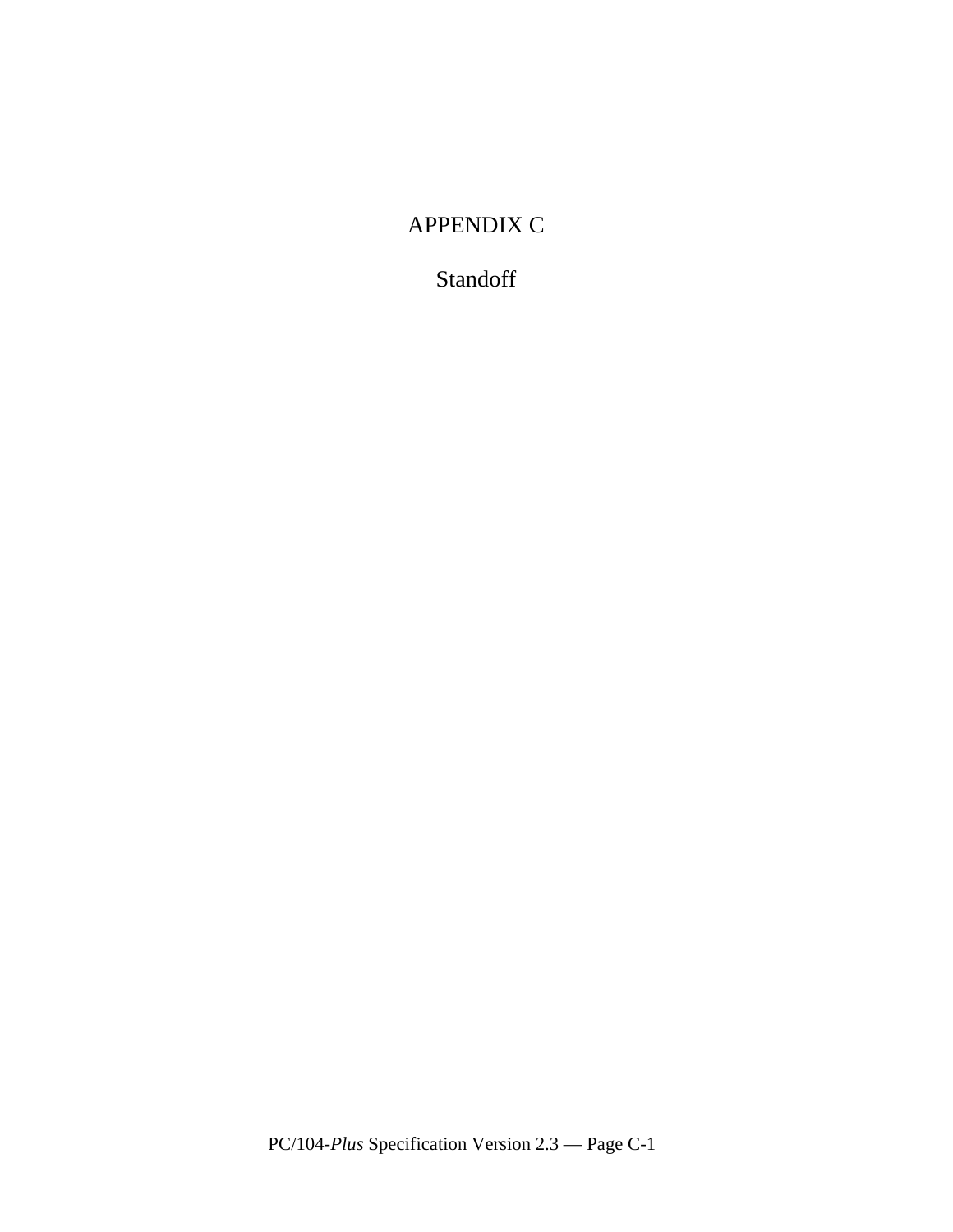# APPENDIX C

## Standoff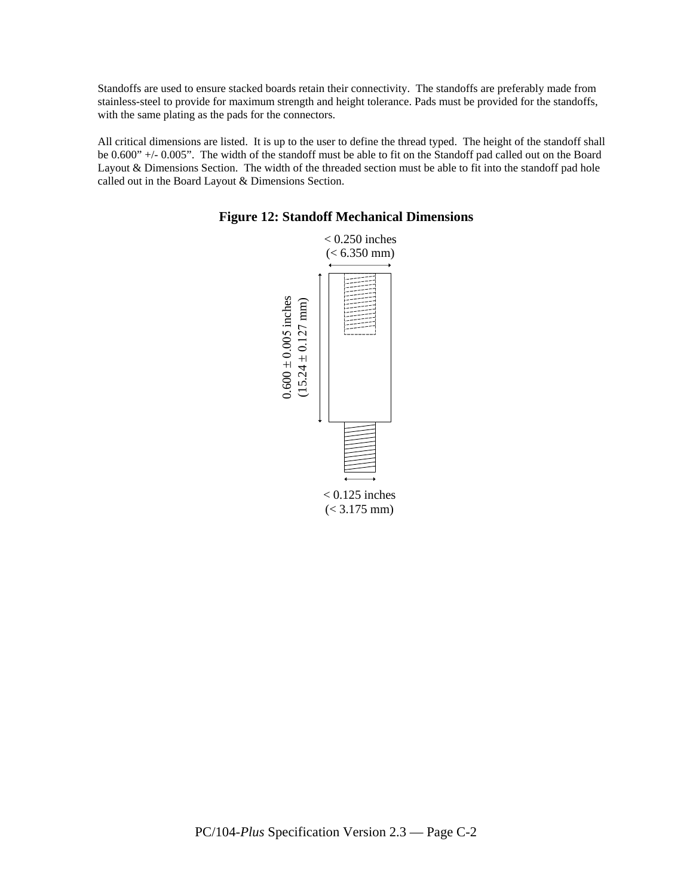Standoffs are used to ensure stacked boards retain their connectivity. The standoffs are preferably made from stainless-steel to provide for maximum strength and height tolerance. Pads must be provided for the standoffs, with the same plating as the pads for the connectors.

All critical dimensions are listed. It is up to the user to define the thread typed. The height of the standoff shall be 0.600" +/- 0.005". The width of the standoff must be able to fit on the Standoff pad called out on the Board Layout & Dimensions Section. The width of the threaded section must be able to fit into the standoff pad hole called out in the Board Layout & Dimensions Section.

**Figure 12: Standoff Mechanical Dimensions**

< 0.250 inches
(< 6.350 mm)

0.600 ± 0.005 inches
(15.24 ± 0.127 mm)

< 0.125 inches
(< 3.175 mm)